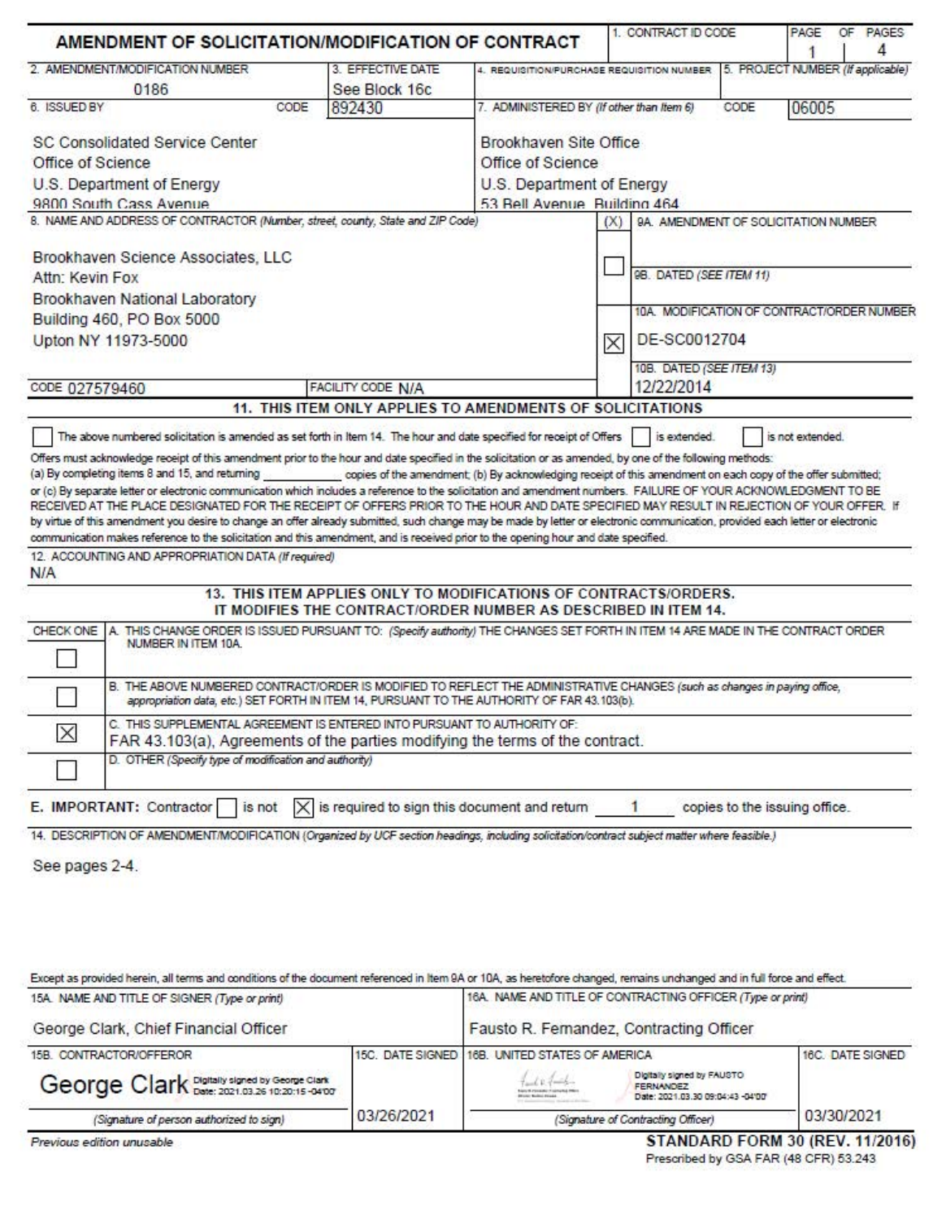# AMENDMENT OF SOLICITATION/MODIFICATION OF CONTRACT

| 1. CONTRACT ID CODE | PAGE | OF PAGES |
|---|---|---|
| | 1 | 4 |

| 2. AMENDMENT/MODIFICATION NUMBER | 3. EFFECTIVE DATE | 4. REQUISITION/PURCHASE REQUISITION NUMBER | 5. PROJECT NUMBER (If applicable) |
|---|---|---|---|
| 0186 | See Block 16c | | |

**6. ISSUED BY** CODE 892430

SC Consolidated Service Center
Office of Science
U.S. Department of Energy
9800 South Cass Avenue

**7. ADMINISTERED BY** *(If other than Item 6)* CODE 06005

Brookhaven Site Office
Office of Science
U.S. Department of Energy
53 Bell Avenue Building 464

**8. NAME AND ADDRESS OF CONTRACTOR** *(Number, street, county, State and ZIP Code)*

Brookhaven Science Associates, LLC
Attn: Kevin Fox
Brookhaven National Laboratory
Building 460, PO Box 5000
Upton NY 11973-5000

CODE 027579460 FACILITY CODE N/A

(X)

☐ 9A. AMENDMENT OF SOLICITATION NUMBER

9B. DATED *(SEE ITEM 11)*

☒ 10A. MODIFICATION OF CONTRACT/ORDER NUMBER
DE-SC0012704

10B. DATED *(SEE ITEM 13)*
12/22/2014

## 11. THIS ITEM ONLY APPLIES TO AMENDMENTS OF SOLICITATIONS

☐ The above numbered solicitation is amended as set forth in Item 14. The hour and date specified for receipt of Offers ☐ is extended. ☐ is not extended.

Offers must acknowledge receipt of this amendment prior to the hour and date specified in the solicitation or as amended, by one of the following methods: (a) By completing items 8 and 15, and returning ________ copies of the amendment; (b) By acknowledging receipt of this amendment on each copy of the offer submitted; or (c) By separate letter or electronic communication which includes a reference to the solicitation and amendment numbers. FAILURE OF YOUR ACKNOWLEDGMENT TO BE RECEIVED AT THE PLACE DESIGNATED FOR THE RECEIPT OF OFFERS PRIOR TO THE HOUR AND DATE SPECIFIED MAY RESULT IN REJECTION OF YOUR OFFER. If by virtue of this amendment you desire to change an offer already submitted, such change may be made by letter or electronic communication, provided each letter or electronic communication makes reference to the solicitation and this amendment, and is received prior to the opening hour and date specified.

**12. ACCOUNTING AND APPROPRIATION DATA** *(If required)*
N/A

## 13. THIS ITEM APPLIES ONLY TO MODIFICATIONS OF CONTRACTS/ORDERS. IT MODIFIES THE CONTRACT/ORDER NUMBER AS DESCRIBED IN ITEM 14.

| CHECK ONE | |
|---|---|
| ☐ | A. THIS CHANGE ORDER IS ISSUED PURSUANT TO: *(Specify authority)* THE CHANGES SET FORTH IN ITEM 14 ARE MADE IN THE CONTRACT ORDER NUMBER IN ITEM 10A. |
| ☐ | B. THE ABOVE NUMBERED CONTRACT/ORDER IS MODIFIED TO REFLECT THE ADMINISTRATIVE CHANGES *(such as changes in paying office, appropriation data, etc.)* SET FORTH IN ITEM 14, PURSUANT TO THE AUTHORITY OF FAR 43.103(b). |
| ☒ | C. THIS SUPPLEMENTAL AGREEMENT IS ENTERED INTO PURSUANT TO AUTHORITY OF: FAR 43.103(a), Agreements of the parties modifying the terms of the contract. |
| ☐ | D. OTHER *(Specify type of modification and authority)* |

**E. IMPORTANT:** Contractor ☐ is not ☒ is required to sign this document and return 1 copies to the issuing office.

**14. DESCRIPTION OF AMENDMENT/MODIFICATION** *(Organized by UCF section headings, including solicitation/contract subject matter where feasible.)*

See pages 2-4.

Except as provided herein, all terms and conditions of the document referenced in Item 9A or 10A, as heretofore changed, remains unchanged and in full force and effect.

| 15A. NAME AND TITLE OF SIGNER *(Type or print)* | | 16A. NAME AND TITLE OF CONTRACTING OFFICER *(Type or print)* | |
|---|---|---|---|
| George Clark, Chief Financial Officer | | Fausto R. Fernandez, Contracting Officer | |
| **15B. CONTRACTOR/OFFEROR** | **15C. DATE SIGNED** | **16B. UNITED STATES OF AMERICA** | **16C. DATE SIGNED** |
| George Clark (Digitally signed by George Clark Date: 2021.03.26 10:20:15 -04'00') *(Signature of person authorized to sign)* | 03/26/2021 | Digitally signed by FAUSTO FERNANDEZ Date: 2021.03.30 09:04:43 -04'00' *(Signature of Contracting Officer)* | 03/30/2021 |

Previous edition unusable

**STANDARD FORM 30 (REV. 11/2016)**
Prescribed by GSA FAR (48 CFR) 53.243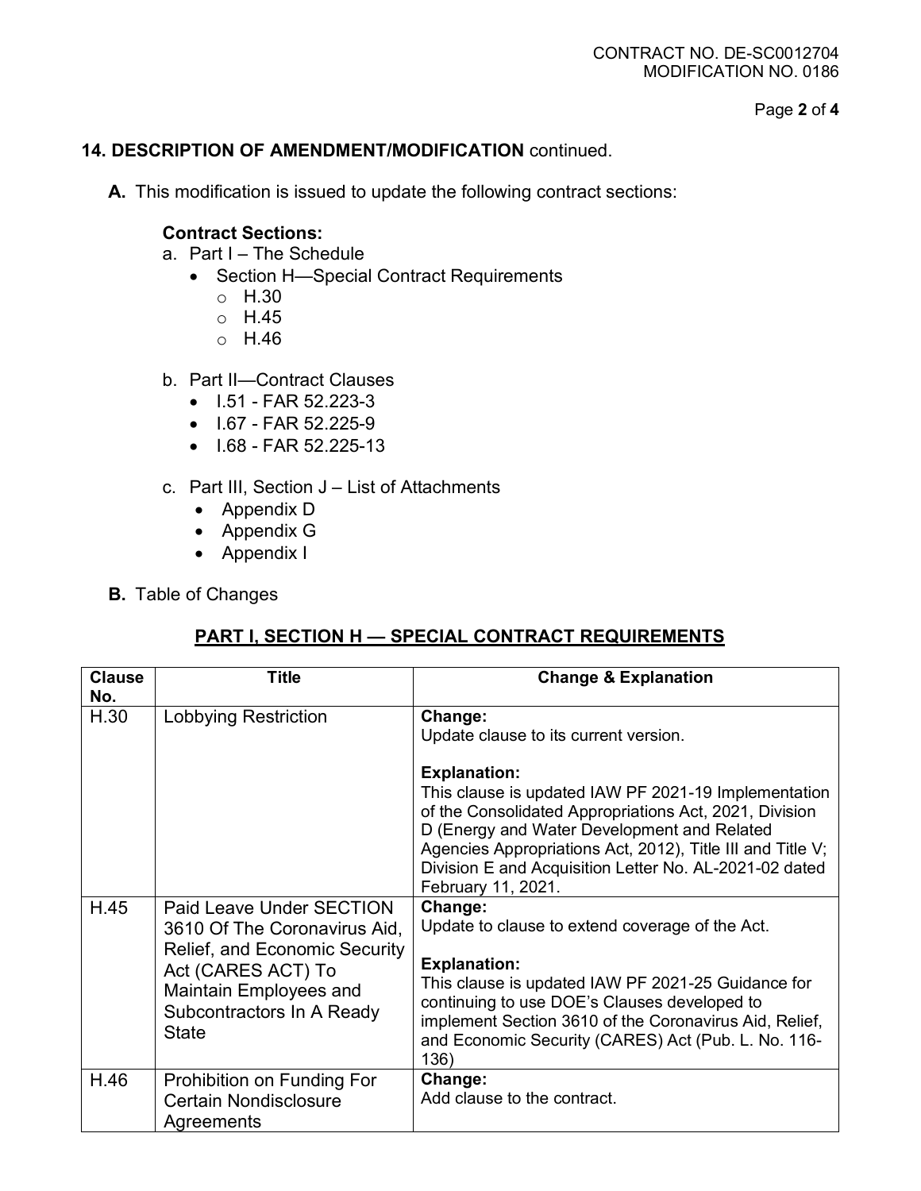## 14. DESCRIPTION OF AMENDMENT/MODIFICATION continued.

**A.** This modification is issued to update the following contract sections:

**Contract Sections:**

a. Part I – The Schedule
- Section H—Special Contract Requirements
  - H.30
  - H.45
  - H.46

b. Part II—Contract Clauses
- I.51 - FAR 52.223-3
- I.67 - FAR 52.225-9
- I.68 - FAR 52.225-13

c. Part III, Section J – List of Attachments
- Appendix D
- Appendix G
- Appendix I

**B.** Table of Changes

## PART I, SECTION H — SPECIAL CONTRACT REQUIREMENTS

| Clause No. | Title | Change & Explanation |
|---|---|---|
| H.30 | Lobbying Restriction | **Change:** Update clause to its current version. **Explanation:** This clause is updated IAW PF 2021-19 Implementation of the Consolidated Appropriations Act, 2021, Division D (Energy and Water Development and Related Agencies Appropriations Act, 2012), Title III and Title V; Division E and Acquisition Letter No. AL-2021-02 dated February 11, 2021. |
| H.45 | Paid Leave Under SECTION 3610 Of The Coronavirus Aid, Relief, and Economic Security Act (CARES ACT) To Maintain Employees and Subcontractors In A Ready State | **Change:** Update to clause to extend coverage of the Act. **Explanation:** This clause is updated IAW PF 2021-25 Guidance for continuing to use DOE's Clauses developed to implement Section 3610 of the Coronavirus Aid, Relief, and Economic Security (CARES) Act (Pub. L. No. 116-136) |
| H.46 | Prohibition on Funding For Certain Nondisclosure Agreements | **Change:** Add clause to the contract. |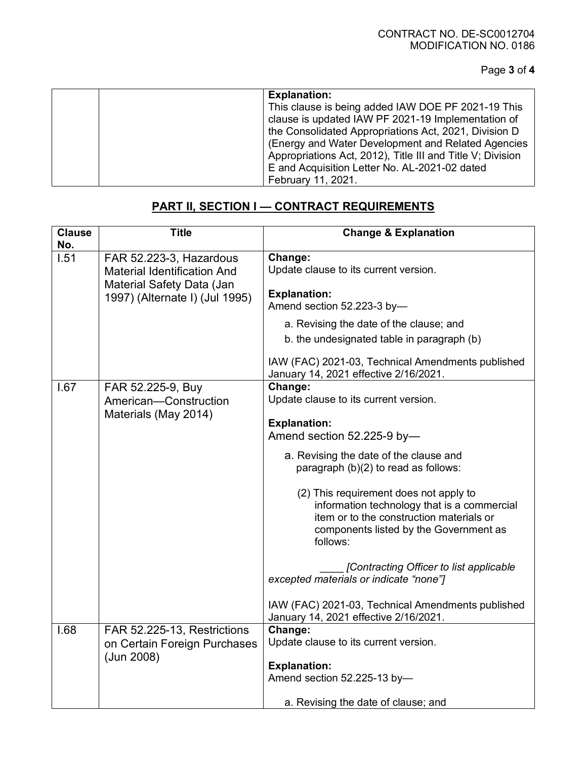| | | **Explanation:** This clause is being added IAW DOE PF 2021-19 This clause is updated IAW PF 2021-19 Implementation of the Consolidated Appropriations Act, 2021, Division D (Energy and Water Development and Related Agencies Appropriations Act, 2012), Title III and Title V; Division E and Acquisition Letter No. AL-2021-02 dated February 11, 2021. |
|---|---|---|

## PART II, SECTION I — CONTRACT REQUIREMENTS

| Clause No. | Title | Change & Explanation |
|---|---|---|
| I.51 | FAR 52.223-3, Hazardous Material Identification And Material Safety Data (Jan 1997) (Alternate I) (Jul 1995) | **Change:**<br>Update clause to its current version.<br><br>**Explanation:**<br>Amend section 52.223-3 by—<br>a. Revising the date of the clause; and<br>b. the undesignated table in paragraph (b)<br><br>IAW (FAC) 2021-03, Technical Amendments published January 14, 2021 effective 2/16/2021. |
| I.67 | FAR 52.225-9, Buy American—Construction Materials (May 2014) | **Change:**<br>Update clause to its current version.<br><br>**Explanation:**<br>Amend section 52.225-9 by—<br>a. Revising the date of the clause and paragraph (b)(2) to read as follows:<br><br>(2) This requirement does not apply to information technology that is a commercial item or to the construction materials or components listed by the Government as follows:<br><br>____ *[Contracting Officer to list applicable excepted materials or indicate "none"]*<br><br>IAW (FAC) 2021-03, Technical Amendments published January 14, 2021 effective 2/16/2021. |
| I.68 | FAR 52.225-13, Restrictions on Certain Foreign Purchases (Jun 2008) | **Change:**<br>Update clause to its current version.<br><br>**Explanation:**<br>Amend section 52.225-13 by—<br><br>a. Revising the date of clause; and |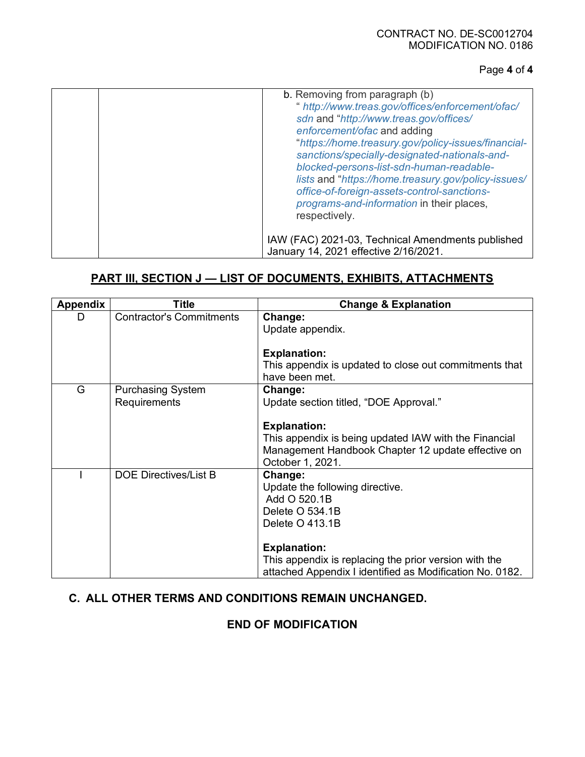| | | b. Removing from paragraph (b) " *http://www.treas.gov/offices/enforcement/ofac/sdn* and "*http://www.treas.gov/offices/enforcement/ofac* and adding "*https://home.treasury.gov/policy-issues/financial-sanctions/specially-designated-nationals-and-blocked-persons-list-sdn-human-readable-lists* and "*https://home.treasury.gov/policy-issues/office-of-foreign-assets-control-sanctions-programs-and-information* in their places, respectively.<br><br>IAW (FAC) 2021-03, Technical Amendments published January 14, 2021 effective 2/16/2021. |
|---|---|---|

## PART III, SECTION J — LIST OF DOCUMENTS, EXHIBITS, ATTACHMENTS

| Appendix | Title | Change & Explanation |
|---|---|---|
| D | Contractor's Commitments | **Change:**<br>Update appendix.<br><br>**Explanation:**<br>This appendix is updated to close out commitments that have been met. |
| G | Purchasing System Requirements | **Change:**<br>Update section titled, "DOE Approval."<br><br>**Explanation:**<br>This appendix is being updated IAW with the Financial Management Handbook Chapter 12 update effective on October 1, 2021. |
| I | DOE Directives/List B | **Change:**<br>Update the following directive.<br>Add O 520.1B<br>Delete O 534.1B<br>Delete O 413.1B<br><br>**Explanation:**<br>This appendix is replacing the prior version with the attached Appendix I identified as Modification No. 0182. |

**C. ALL OTHER TERMS AND CONDITIONS REMAIN UNCHANGED.**

**END OF MODIFICATION**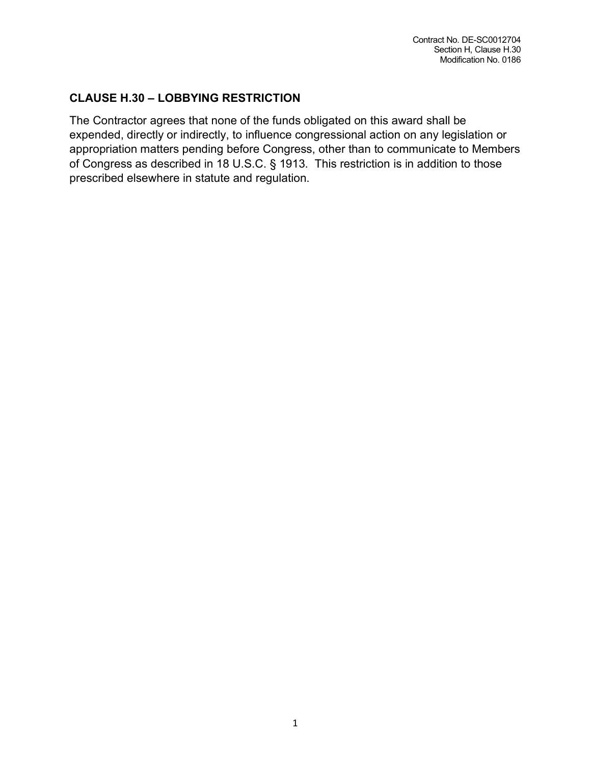## CLAUSE H.30 – LOBBYING RESTRICTION

The Contractor agrees that none of the funds obligated on this award shall be expended, directly or indirectly, to influence congressional action on any legislation or appropriation matters pending before Congress, other than to communicate to Members of Congress as described in 18 U.S.C. § 1913. This restriction is in addition to those prescribed elsewhere in statute and regulation.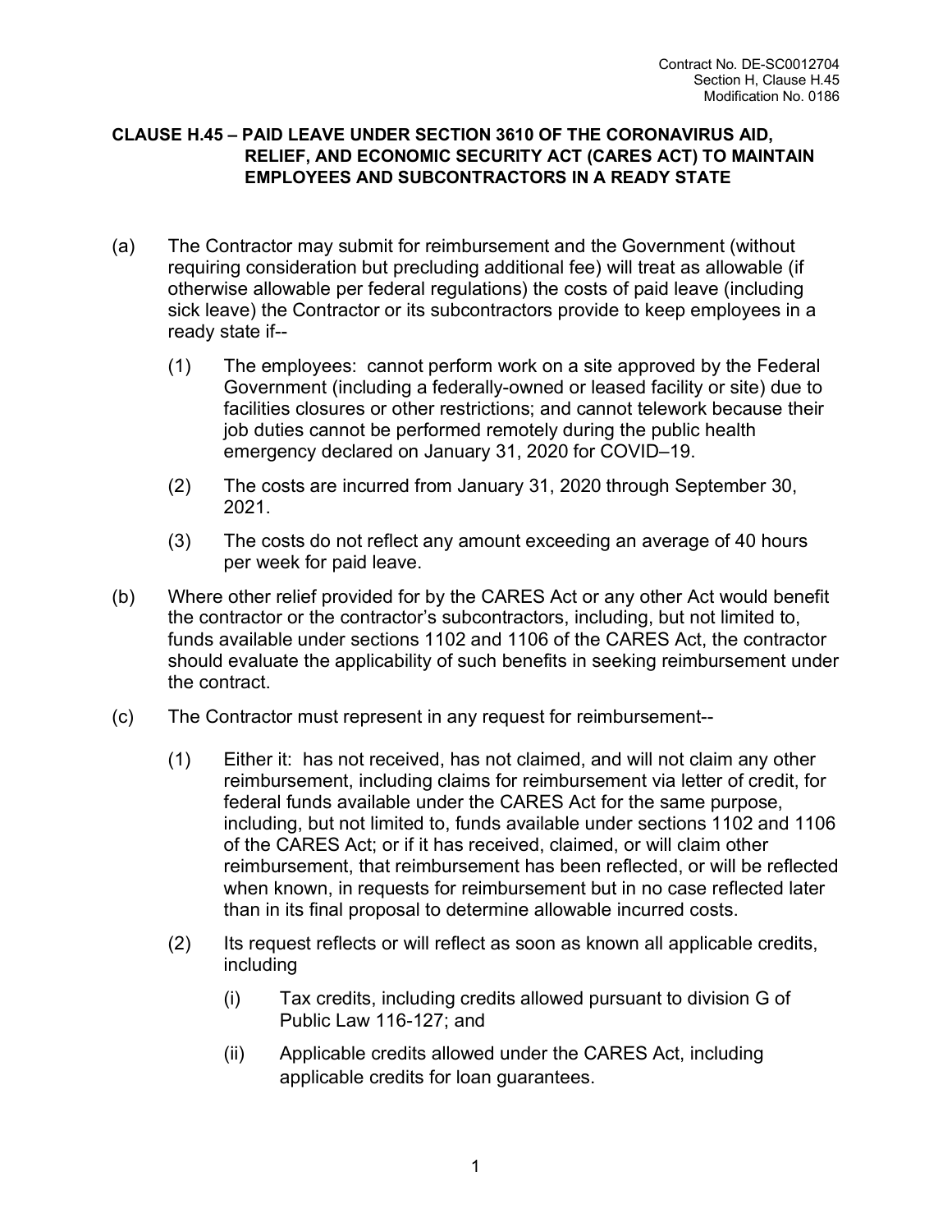**CLAUSE H.45 – PAID LEAVE UNDER SECTION 3610 OF THE CORONAVIRUS AID, RELIEF, AND ECONOMIC SECURITY ACT (CARES ACT) TO MAINTAIN EMPLOYEES AND SUBCONTRACTORS IN A READY STATE**

(a) The Contractor may submit for reimbursement and the Government (without requiring consideration but precluding additional fee) will treat as allowable (if otherwise allowable per federal regulations) the costs of paid leave (including sick leave) the Contractor or its subcontractors provide to keep employees in a ready state if--

  (1) The employees: cannot perform work on a site approved by the Federal Government (including a federally-owned or leased facility or site) due to facilities closures or other restrictions; and cannot telework because their job duties cannot be performed remotely during the public health emergency declared on January 31, 2020 for COVID–19.

  (2) The costs are incurred from January 31, 2020 through September 30, 2021.

  (3) The costs do not reflect any amount exceeding an average of 40 hours per week for paid leave.

(b) Where other relief provided for by the CARES Act or any other Act would benefit the contractor or the contractor's subcontractors, including, but not limited to, funds available under sections 1102 and 1106 of the CARES Act, the contractor should evaluate the applicability of such benefits in seeking reimbursement under the contract.

(c) The Contractor must represent in any request for reimbursement--

  (1) Either it: has not received, has not claimed, and will not claim any other reimbursement, including claims for reimbursement via letter of credit, for federal funds available under the CARES Act for the same purpose, including, but not limited to, funds available under sections 1102 and 1106 of the CARES Act; or if it has received, claimed, or will claim other reimbursement, that reimbursement has been reflected, or will be reflected when known, in requests for reimbursement but in no case reflected later than in its final proposal to determine allowable incurred costs.

  (2) Its request reflects or will reflect as soon as known all applicable credits, including

    (i) Tax credits, including credits allowed pursuant to division G of Public Law 116-127; and

    (ii) Applicable credits allowed under the CARES Act, including applicable credits for loan guarantees.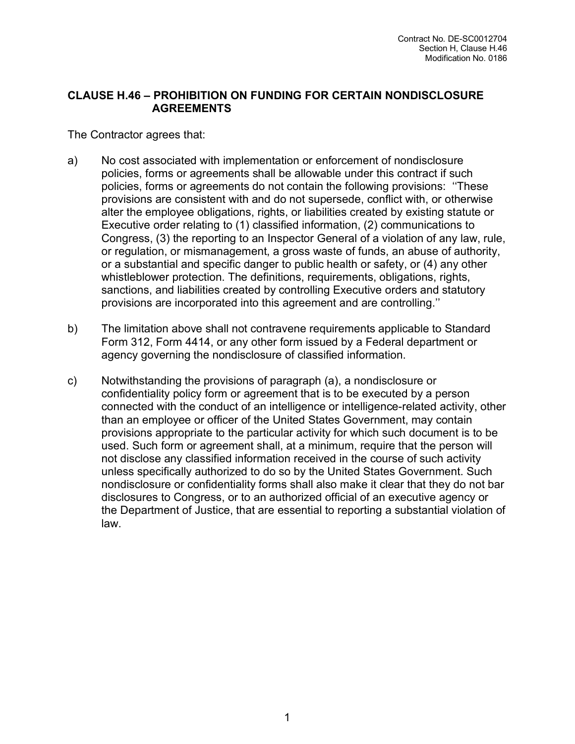## CLAUSE H.46 – PROHIBITION ON FUNDING FOR CERTAIN NONDISCLOSURE AGREEMENTS

The Contractor agrees that:

a) No cost associated with implementation or enforcement of nondisclosure policies, forms or agreements shall be allowable under this contract if such policies, forms or agreements do not contain the following provisions: ''These provisions are consistent with and do not supersede, conflict with, or otherwise alter the employee obligations, rights, or liabilities created by existing statute or Executive order relating to (1) classified information, (2) communications to Congress, (3) the reporting to an Inspector General of a violation of any law, rule, or regulation, or mismanagement, a gross waste of funds, an abuse of authority, or a substantial and specific danger to public health or safety, or (4) any other whistleblower protection. The definitions, requirements, obligations, rights, sanctions, and liabilities created by controlling Executive orders and statutory provisions are incorporated into this agreement and are controlling.''

b) The limitation above shall not contravene requirements applicable to Standard Form 312, Form 4414, or any other form issued by a Federal department or agency governing the nondisclosure of classified information.

c) Notwithstanding the provisions of paragraph (a), a nondisclosure or confidentiality policy form or agreement that is to be executed by a person connected with the conduct of an intelligence or intelligence-related activity, other than an employee or officer of the United States Government, may contain provisions appropriate to the particular activity for which such document is to be used. Such form or agreement shall, at a minimum, require that the person will not disclose any classified information received in the course of such activity unless specifically authorized to do so by the United States Government. Such nondisclosure or confidentiality forms shall also make it clear that they do not bar disclosures to Congress, or to an authorized official of an executive agency or the Department of Justice, that are essential to reporting a substantial violation of law.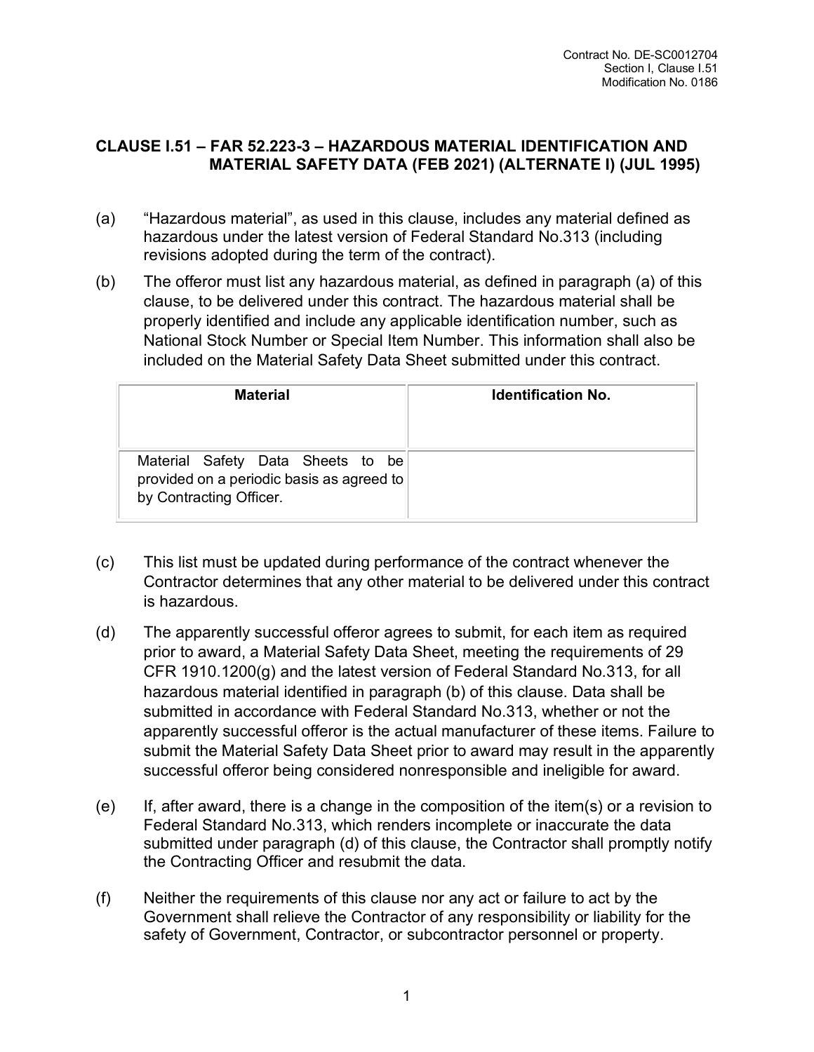Contract No. DE-SC0012704
Section I, Clause I.51
Modification No. 0186

## CLAUSE I.51 – FAR 52.223-3 – HAZARDOUS MATERIAL IDENTIFICATION AND MATERIAL SAFETY DATA (FEB 2021) (ALTERNATE I) (JUL 1995)

(a) "Hazardous material", as used in this clause, includes any material defined as hazardous under the latest version of Federal Standard No.313 (including revisions adopted during the term of the contract).

(b) The offeror must list any hazardous material, as defined in paragraph (a) of this clause, to be delivered under this contract. The hazardous material shall be properly identified and include any applicable identification number, such as National Stock Number or Special Item Number. This information shall also be included on the Material Safety Data Sheet submitted under this contract.

| Material | Identification No. |
|---|---|
| Material Safety Data Sheets to be provided on a periodic basis as agreed to by Contracting Officer. | |

(c) This list must be updated during performance of the contract whenever the Contractor determines that any other material to be delivered under this contract is hazardous.

(d) The apparently successful offeror agrees to submit, for each item as required prior to award, a Material Safety Data Sheet, meeting the requirements of 29 CFR 1910.1200(g) and the latest version of Federal Standard No.313, for all hazardous material identified in paragraph (b) of this clause. Data shall be submitted in accordance with Federal Standard No.313, whether or not the apparently successful offeror is the actual manufacturer of these items. Failure to submit the Material Safety Data Sheet prior to award may result in the apparently successful offeror being considered nonresponsible and ineligible for award.

(e) If, after award, there is a change in the composition of the item(s) or a revision to Federal Standard No.313, which renders incomplete or inaccurate the data submitted under paragraph (d) of this clause, the Contractor shall promptly notify the Contracting Officer and resubmit the data.

(f) Neither the requirements of this clause nor any act or failure to act by the Government shall relieve the Contractor of any responsibility or liability for the safety of Government, Contractor, or subcontractor personnel or property.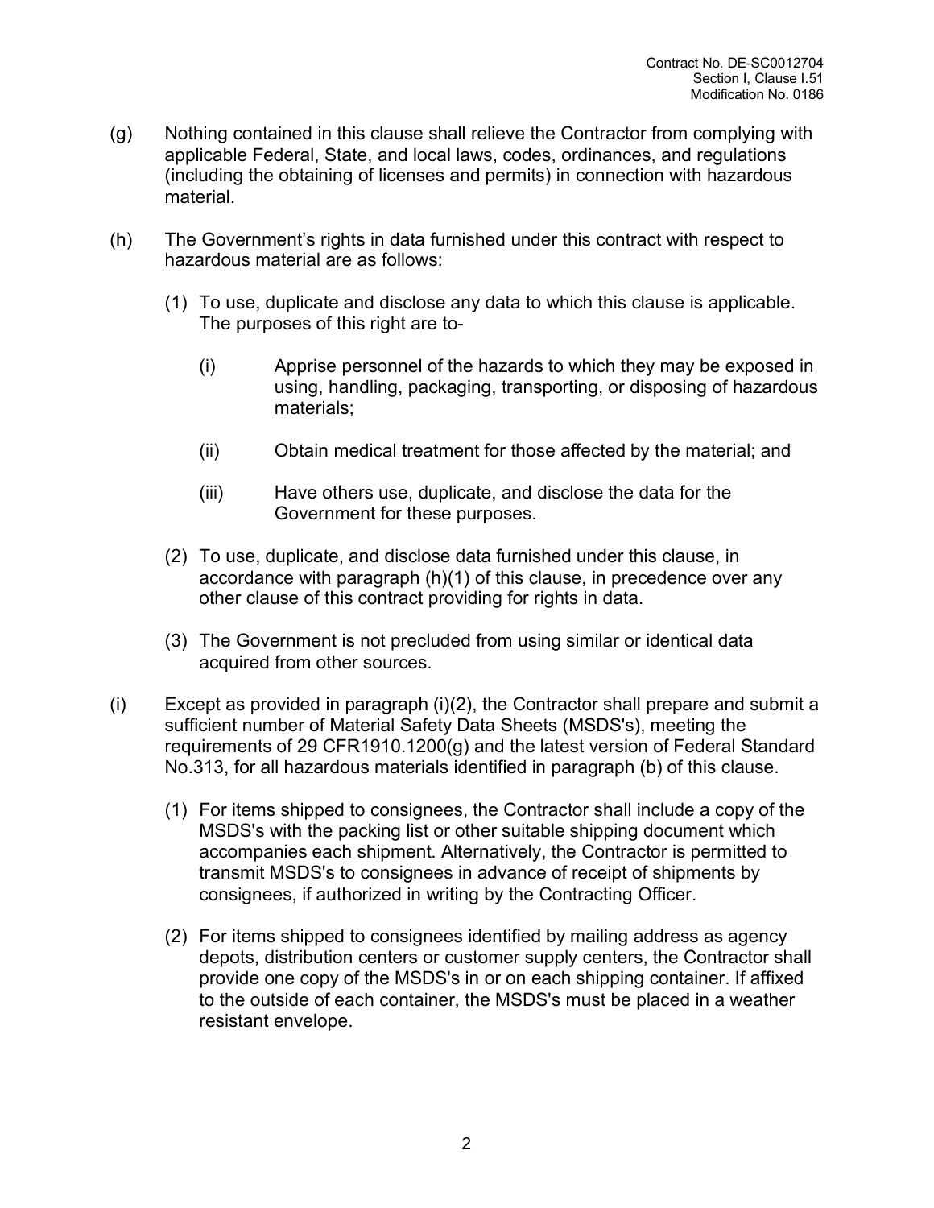(g) Nothing contained in this clause shall relieve the Contractor from complying with applicable Federal, State, and local laws, codes, ordinances, and regulations (including the obtaining of licenses and permits) in connection with hazardous material.

(h) The Government's rights in data furnished under this contract with respect to hazardous material are as follows:

(1) To use, duplicate and disclose any data to which this clause is applicable. The purposes of this right are to-

(i) Apprise personnel of the hazards to which they may be exposed in using, handling, packaging, transporting, or disposing of hazardous materials;

(ii) Obtain medical treatment for those affected by the material; and

(iii) Have others use, duplicate, and disclose the data for the Government for these purposes.

(2) To use, duplicate, and disclose data furnished under this clause, in accordance with paragraph (h)(1) of this clause, in precedence over any other clause of this contract providing for rights in data.

(3) The Government is not precluded from using similar or identical data acquired from other sources.

(i) Except as provided in paragraph (i)(2), the Contractor shall prepare and submit a sufficient number of Material Safety Data Sheets (MSDS's), meeting the requirements of 29 CFR1910.1200(g) and the latest version of Federal Standard No.313, for all hazardous materials identified in paragraph (b) of this clause.

(1) For items shipped to consignees, the Contractor shall include a copy of the MSDS's with the packing list or other suitable shipping document which accompanies each shipment. Alternatively, the Contractor is permitted to transmit MSDS's to consignees in advance of receipt of shipments by consignees, if authorized in writing by the Contracting Officer.

(2) For items shipped to consignees identified by mailing address as agency depots, distribution centers or customer supply centers, the Contractor shall provide one copy of the MSDS's in or on each shipping container. If affixed to the outside of each container, the MSDS's must be placed in a weather resistant envelope.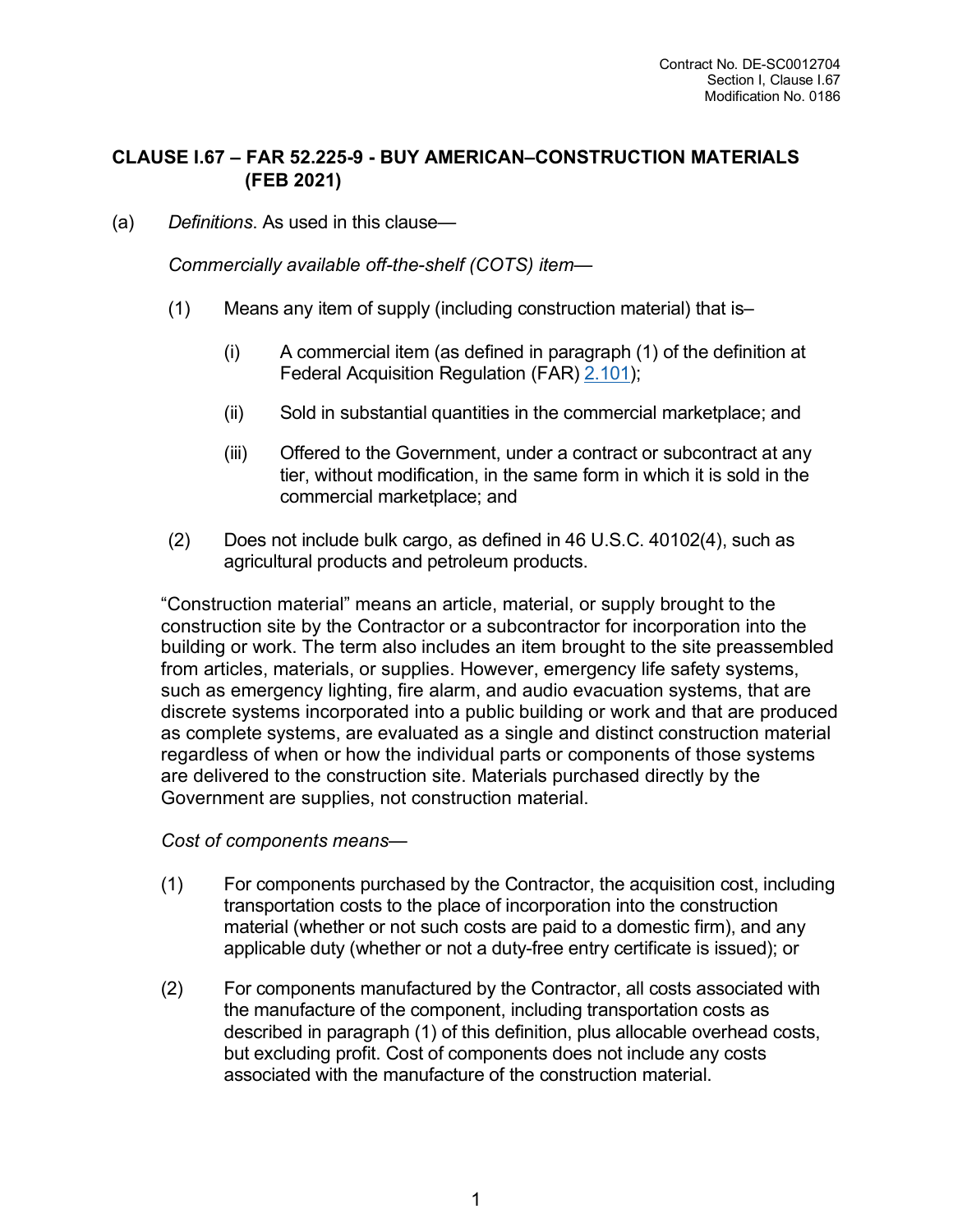## CLAUSE I.67 – FAR 52.225-9 - BUY AMERICAN–CONSTRUCTION MATERIALS (FEB 2021)

(a) *Definitions*. As used in this clause—

*Commercially available off-the-shelf (COTS) item*—

(1) Means any item of supply (including construction material) that is–

(i) A commercial item (as defined in paragraph (1) of the definition at Federal Acquisition Regulation (FAR) 2.101);

(ii) Sold in substantial quantities in the commercial marketplace; and

(iii) Offered to the Government, under a contract or subcontract at any tier, without modification, in the same form in which it is sold in the commercial marketplace; and

(2) Does not include bulk cargo, as defined in 46 U.S.C. 40102(4), such as agricultural products and petroleum products.

"Construction material" means an article, material, or supply brought to the construction site by the Contractor or a subcontractor for incorporation into the building or work. The term also includes an item brought to the site preassembled from articles, materials, or supplies. However, emergency life safety systems, such as emergency lighting, fire alarm, and audio evacuation systems, that are discrete systems incorporated into a public building or work and that are produced as complete systems, are evaluated as a single and distinct construction material regardless of when or how the individual parts or components of those systems are delivered to the construction site. Materials purchased directly by the Government are supplies, not construction material.

*Cost of components means*—

(1) For components purchased by the Contractor, the acquisition cost, including transportation costs to the place of incorporation into the construction material (whether or not such costs are paid to a domestic firm), and any applicable duty (whether or not a duty-free entry certificate is issued); or

(2) For components manufactured by the Contractor, all costs associated with the manufacture of the component, including transportation costs as described in paragraph (1) of this definition, plus allocable overhead costs, but excluding profit. Cost of components does not include any costs associated with the manufacture of the construction material.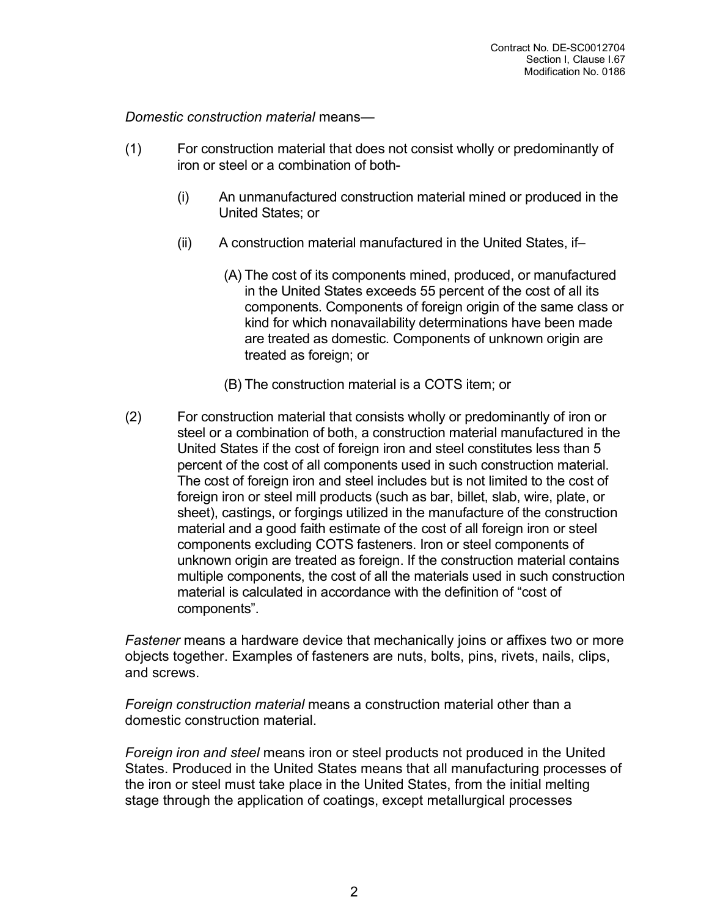*Domestic construction material* means—

(1) For construction material that does not consist wholly or predominantly of iron or steel or a combination of both-

  (i) An unmanufactured construction material mined or produced in the United States; or

  (ii) A construction material manufactured in the United States, if–

    (A) The cost of its components mined, produced, or manufactured in the United States exceeds 55 percent of the cost of all its components. Components of foreign origin of the same class or kind for which nonavailability determinations have been made are treated as domestic. Components of unknown origin are treated as foreign; or

    (B) The construction material is a COTS item; or

(2) For construction material that consists wholly or predominantly of iron or steel or a combination of both, a construction material manufactured in the United States if the cost of foreign iron and steel constitutes less than 5 percent of the cost of all components used in such construction material. The cost of foreign iron and steel includes but is not limited to the cost of foreign iron or steel mill products (such as bar, billet, slab, wire, plate, or sheet), castings, or forgings utilized in the manufacture of the construction material and a good faith estimate of the cost of all foreign iron or steel components excluding COTS fasteners. Iron or steel components of unknown origin are treated as foreign. If the construction material contains multiple components, the cost of all the materials used in such construction material is calculated in accordance with the definition of "cost of components".

*Fastener* means a hardware device that mechanically joins or affixes two or more objects together. Examples of fasteners are nuts, bolts, pins, rivets, nails, clips, and screws.

*Foreign construction material* means a construction material other than a domestic construction material.

*Foreign iron and steel* means iron or steel products not produced in the United States. Produced in the United States means that all manufacturing processes of the iron or steel must take place in the United States, from the initial melting stage through the application of coatings, except metallurgical processes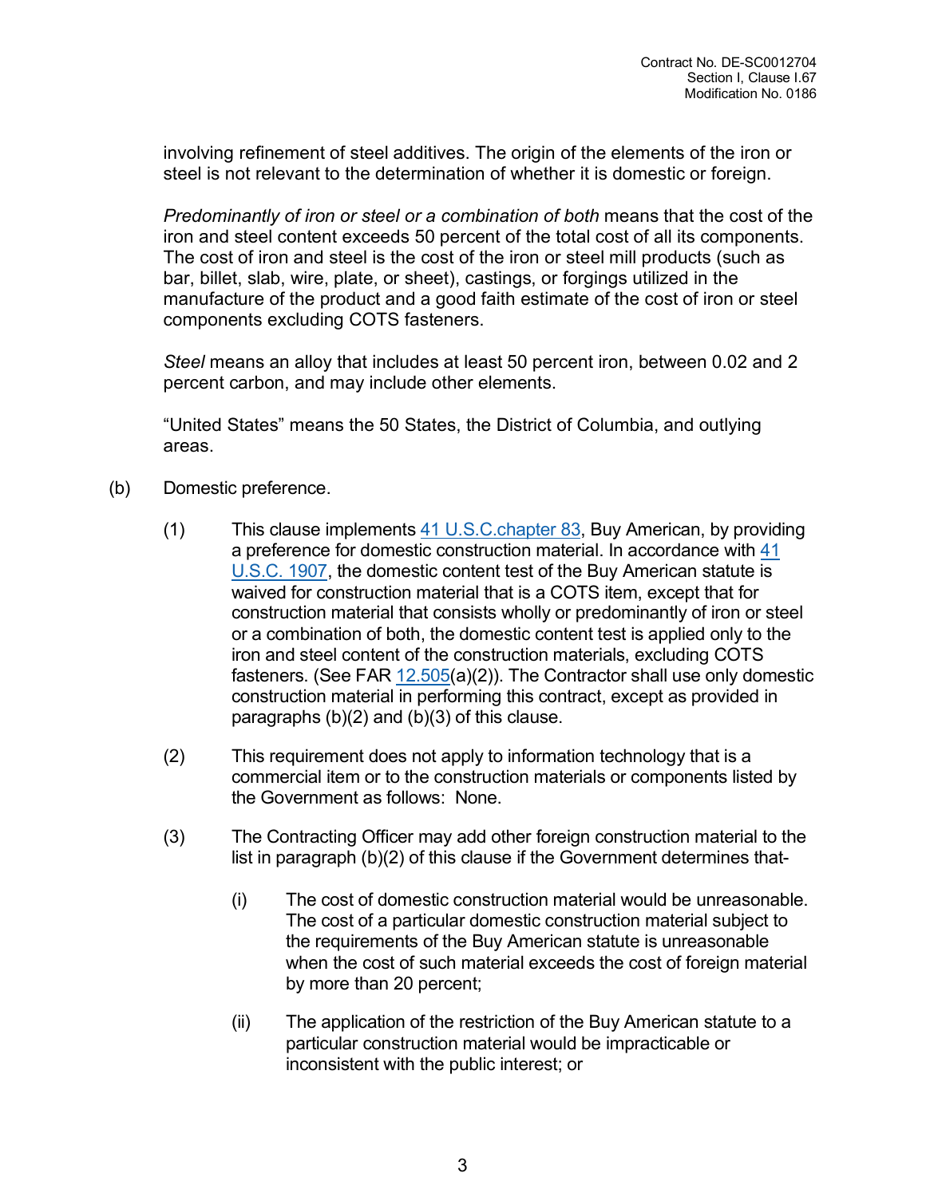involving refinement of steel additives. The origin of the elements of the iron or steel is not relevant to the determination of whether it is domestic or foreign.

*Predominantly of iron or steel or a combination of both* means that the cost of the iron and steel content exceeds 50 percent of the total cost of all its components. The cost of iron and steel is the cost of the iron or steel mill products (such as bar, billet, slab, wire, plate, or sheet), castings, or forgings utilized in the manufacture of the product and a good faith estimate of the cost of iron or steel components excluding COTS fasteners.

*Steel* means an alloy that includes at least 50 percent iron, between 0.02 and 2 percent carbon, and may include other elements.

"United States" means the 50 States, the District of Columbia, and outlying areas.

(b) Domestic preference.

(1) This clause implements 41 U.S.C.chapter 83, Buy American, by providing a preference for domestic construction material. In accordance with 41 U.S.C. 1907, the domestic content test of the Buy American statute is waived for construction material that is a COTS item, except that for construction material that consists wholly or predominantly of iron or steel or a combination of both, the domestic content test is applied only to the iron and steel content of the construction materials, excluding COTS fasteners. (See FAR 12.505(a)(2)). The Contractor shall use only domestic construction material in performing this contract, except as provided in paragraphs (b)(2) and (b)(3) of this clause.

(2) This requirement does not apply to information technology that is a commercial item or to the construction materials or components listed by the Government as follows: None.

(3) The Contracting Officer may add other foreign construction material to the list in paragraph (b)(2) of this clause if the Government determines that-

(i) The cost of domestic construction material would be unreasonable. The cost of a particular domestic construction material subject to the requirements of the Buy American statute is unreasonable when the cost of such material exceeds the cost of foreign material by more than 20 percent;

(ii) The application of the restriction of the Buy American statute to a particular construction material would be impracticable or inconsistent with the public interest; or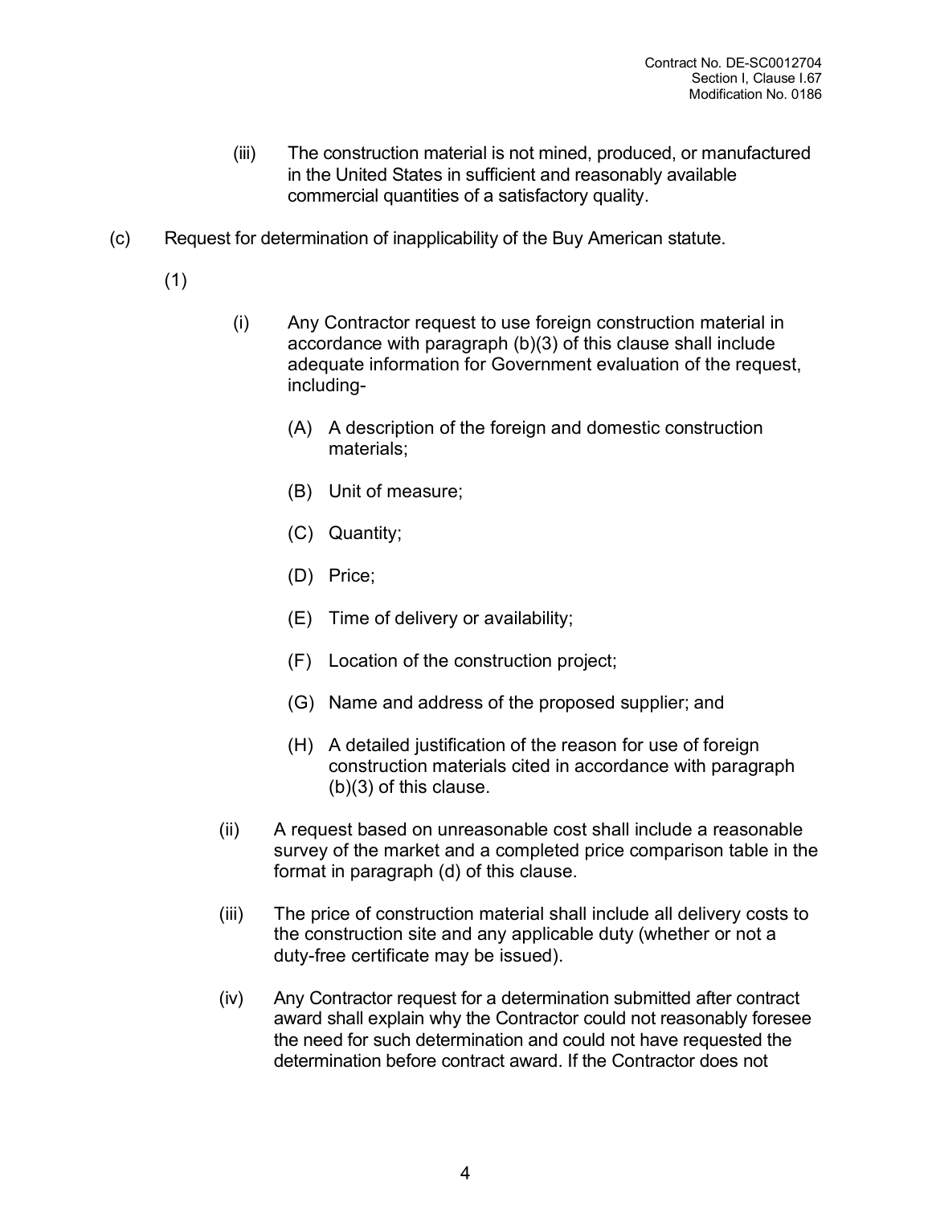(iii) The construction material is not mined, produced, or manufactured in the United States in sufficient and reasonably available commercial quantities of a satisfactory quality.

(c) Request for determination of inapplicability of the Buy American statute.

(1)

(i) Any Contractor request to use foreign construction material in accordance with paragraph (b)(3) of this clause shall include adequate information for Government evaluation of the request, including-

(A) A description of the foreign and domestic construction materials;

(B) Unit of measure;

(C) Quantity;

(D) Price;

(E) Time of delivery or availability;

(F) Location of the construction project;

(G) Name and address of the proposed supplier; and

(H) A detailed justification of the reason for use of foreign construction materials cited in accordance with paragraph (b)(3) of this clause.

(ii) A request based on unreasonable cost shall include a reasonable survey of the market and a completed price comparison table in the format in paragraph (d) of this clause.

(iii) The price of construction material shall include all delivery costs to the construction site and any applicable duty (whether or not a duty-free certificate may be issued).

(iv) Any Contractor request for a determination submitted after contract award shall explain why the Contractor could not reasonably foresee the need for such determination and could not have requested the determination before contract award. If the Contractor does not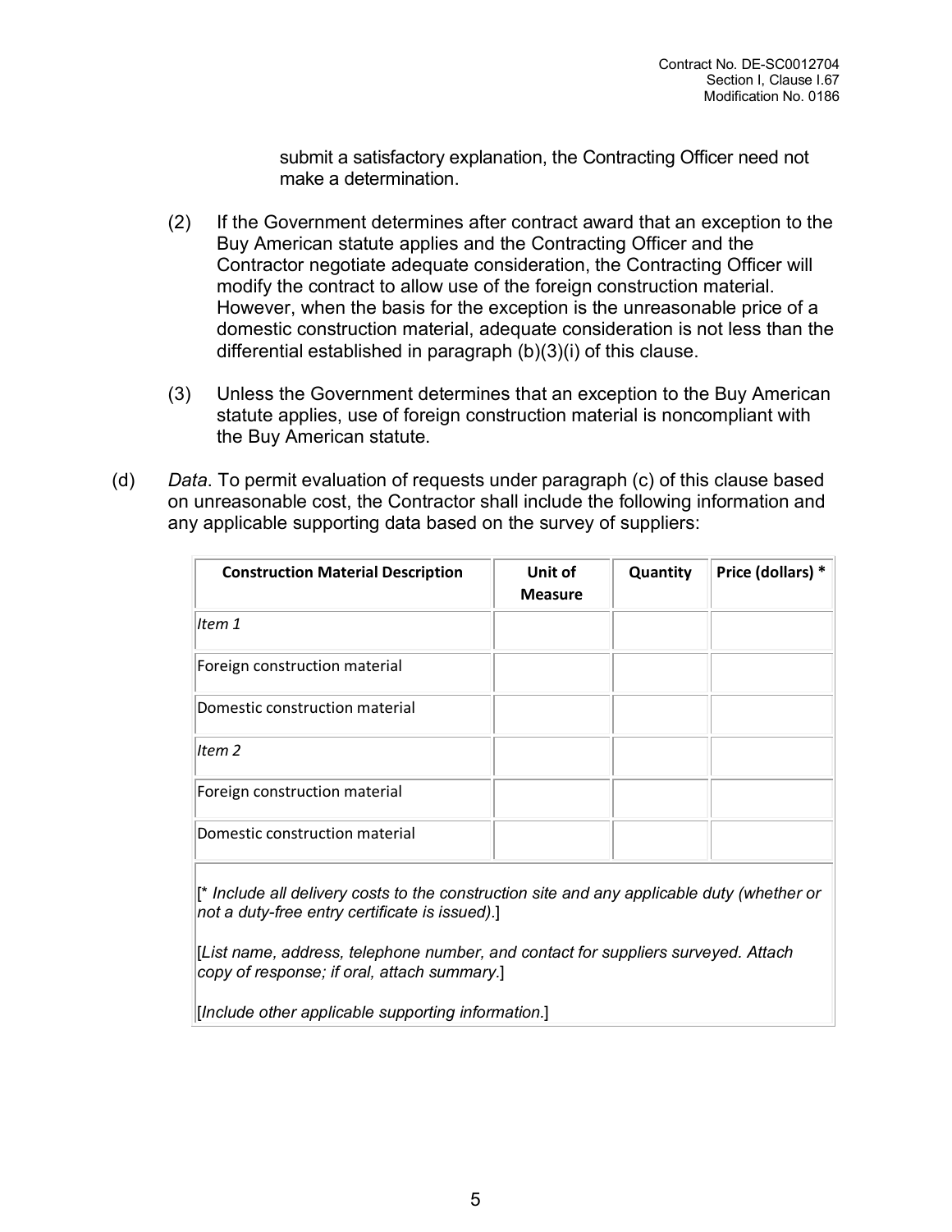submit a satisfactory explanation, the Contracting Officer need not make a determination.

(2) If the Government determines after contract award that an exception to the Buy American statute applies and the Contracting Officer and the Contractor negotiate adequate consideration, the Contracting Officer will modify the contract to allow use of the foreign construction material. However, when the basis for the exception is the unreasonable price of a domestic construction material, adequate consideration is not less than the differential established in paragraph (b)(3)(i) of this clause.

(3) Unless the Government determines that an exception to the Buy American statute applies, use of foreign construction material is noncompliant with the Buy American statute.

(d) *Data*. To permit evaluation of requests under paragraph (c) of this clause based on unreasonable cost, the Contractor shall include the following information and any applicable supporting data based on the survey of suppliers:

| Construction Material Description | Unit of Measure | Quantity | Price (dollars) * |
|---|---|---|---|
| *Item 1* | | | |
| Foreign construction material | | | |
| Domestic construction material | | | |
| *Item 2* | | | |
| Foreign construction material | | | |
| Domestic construction material | | | |

[* *Include all delivery costs to the construction site and any applicable duty (whether or not a duty-free entry certificate is issued).*]

[*List name, address, telephone number, and contact for suppliers surveyed. Attach copy of response; if oral, attach summary.*]

[*Include other applicable supporting information.*]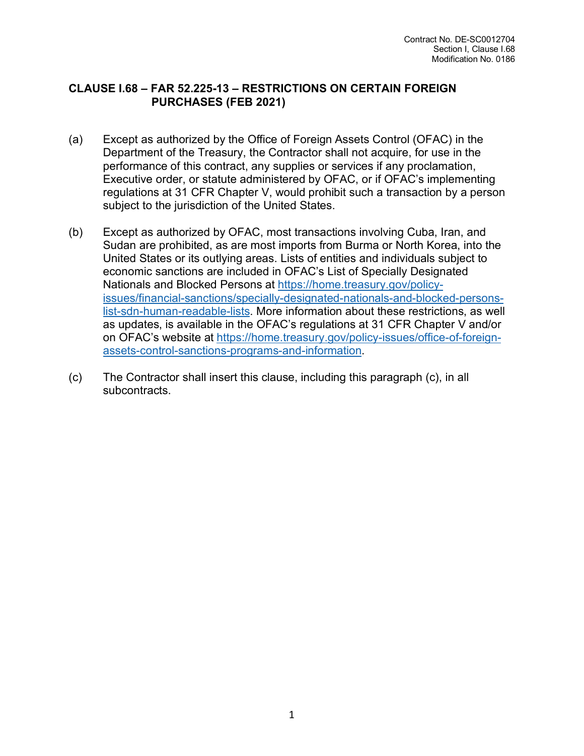## CLAUSE I.68 – FAR 52.225-13 – RESTRICTIONS ON CERTAIN FOREIGN PURCHASES (FEB 2021)

(a) Except as authorized by the Office of Foreign Assets Control (OFAC) in the Department of the Treasury, the Contractor shall not acquire, for use in the performance of this contract, any supplies or services if any proclamation, Executive order, or statute administered by OFAC, or if OFAC's implementing regulations at 31 CFR Chapter V, would prohibit such a transaction by a person subject to the jurisdiction of the United States.

(b) Except as authorized by OFAC, most transactions involving Cuba, Iran, and Sudan are prohibited, as are most imports from Burma or North Korea, into the United States or its outlying areas. Lists of entities and individuals subject to economic sanctions are included in OFAC's List of Specially Designated Nationals and Blocked Persons at [https://home.treasury.gov/policy-issues/financial-sanctions/specially-designated-nationals-and-blocked-persons-list-sdn-human-readable-lists](https://home.treasury.gov/policy-issues/financial-sanctions/specially-designated-nationals-and-blocked-persons-list-sdn-human-readable-lists). More information about these restrictions, as well as updates, is available in the OFAC's regulations at 31 CFR Chapter V and/or on OFAC's website at [https://home.treasury.gov/policy-issues/office-of-foreign-assets-control-sanctions-programs-and-information](https://home.treasury.gov/policy-issues/office-of-foreign-assets-control-sanctions-programs-and-information).

(c) The Contractor shall insert this clause, including this paragraph (c), in all subcontracts.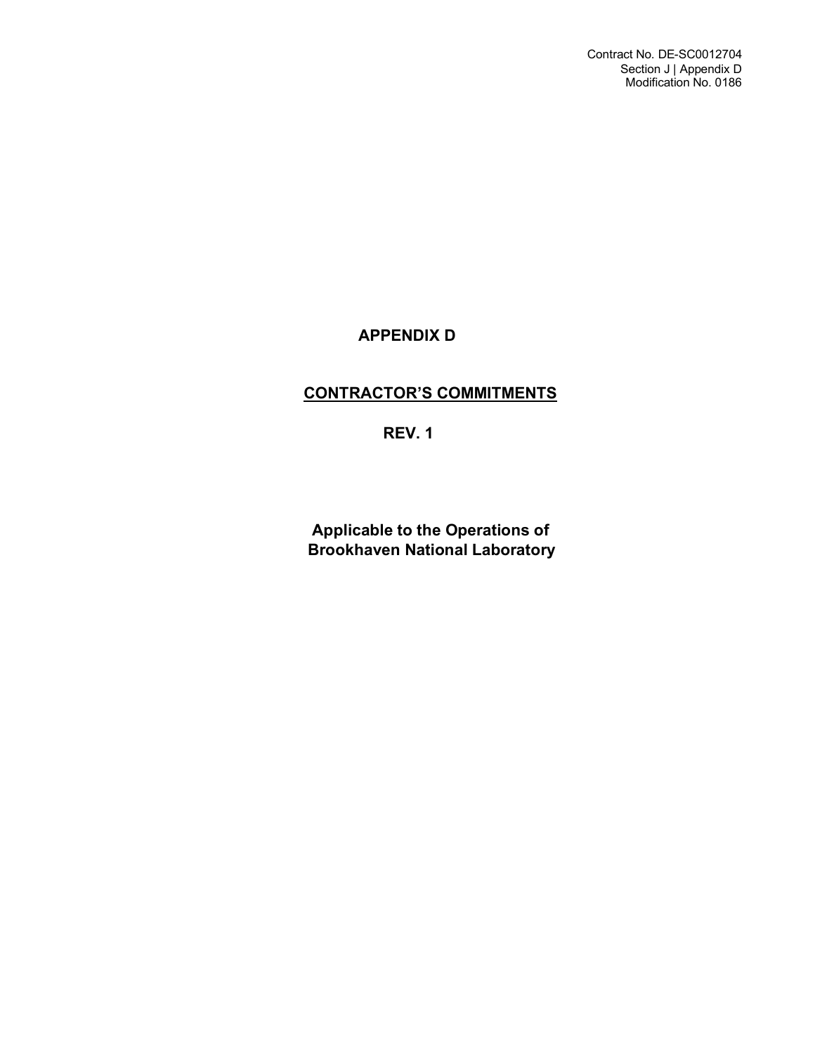Contract No. DE-SC0012704
Section J | Appendix D
Modification No. 0186

# APPENDIX D

## CONTRACTOR'S COMMITMENTS

## REV. 1

**Applicable to the Operations of Brookhaven National Laboratory**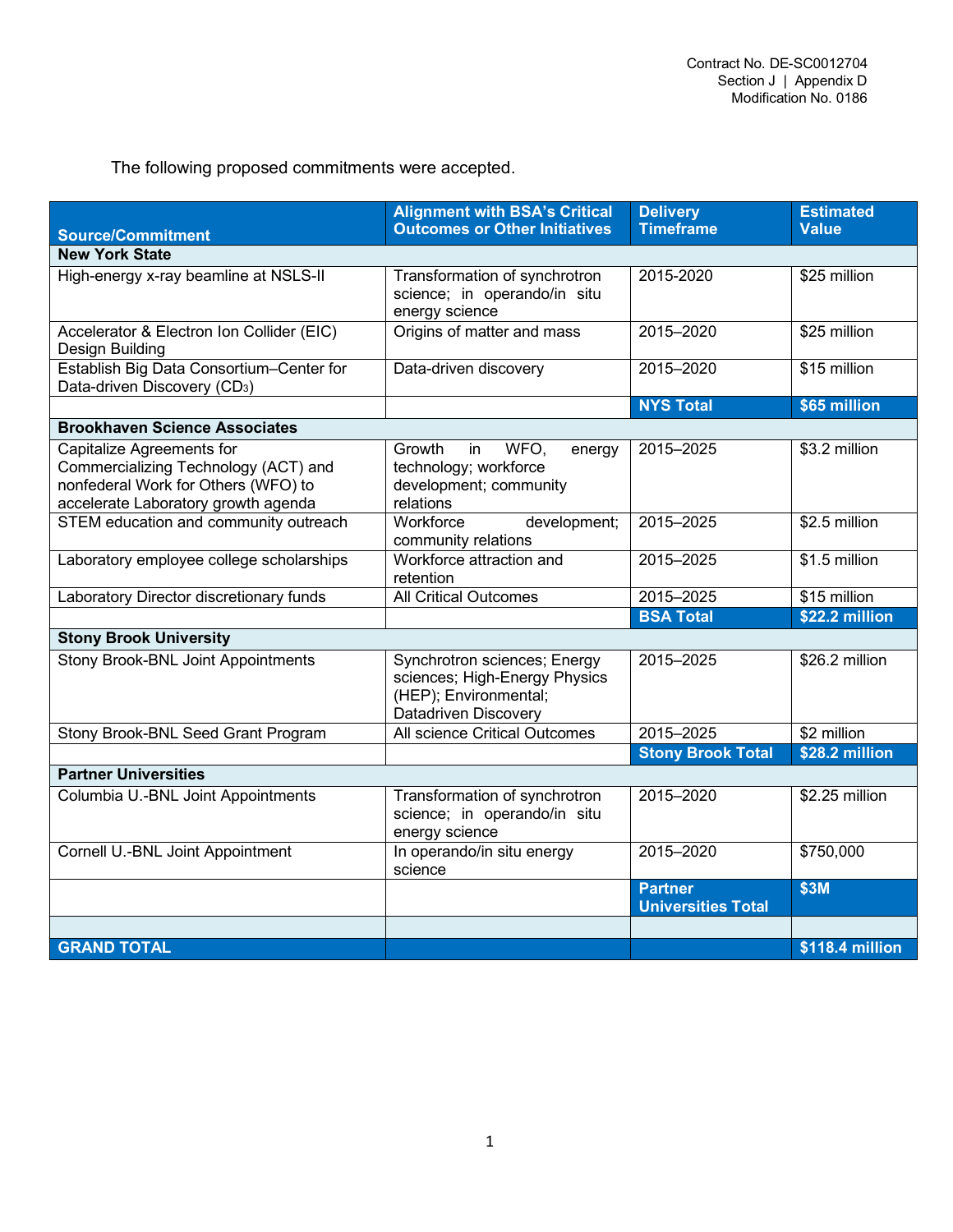The following proposed commitments were accepted.

| Source/Commitment | Alignment with BSA's Critical Outcomes or Other Initiatives | Delivery Timeframe | Estimated Value |
|---|---|---|---|
| **New York State** | | | |
| High-energy x-ray beamline at NSLS-II | Transformation of synchrotron science; in operando/in situ energy science | 2015-2020 | $25 million |
| Accelerator & Electron Ion Collider (EIC) Design Building | Origins of matter and mass | 2015–2020 | $25 million |
| Establish Big Data Consortium–Center for Data-driven Discovery ($CD_3$) | Data-driven discovery | 2015–2020 | $15 million |
| | | **NYS Total** | **$65 million** |
| **Brookhaven Science Associates** | | | |
| Capitalize Agreements for Commercializing Technology (ACT) and nonfederal Work for Others (WFO) to accelerate Laboratory growth agenda | Growth in WFO, energy technology; workforce development; community relations | 2015–2025 | $3.2 million |
| STEM education and community outreach | Workforce development; community relations | 2015–2025 | $2.5 million |
| Laboratory employee college scholarships | Workforce attraction and retention | 2015–2025 | $1.5 million |
| Laboratory Director discretionary funds | All Critical Outcomes | 2015–2025 | $15 million |
| | | **BSA Total** | **$22.2 million** |
| **Stony Brook University** | | | |
| Stony Brook-BNL Joint Appointments | Synchrotron sciences; Energy sciences; High-Energy Physics (HEP); Environmental; Datadriven Discovery | 2015–2025 | $26.2 million |
| Stony Brook-BNL Seed Grant Program | All science Critical Outcomes | 2015–2025 | $2 million |
| | | **Stony Brook Total** | **$28.2 million** |
| **Partner Universities** | | | |
| Columbia U.-BNL Joint Appointments | Transformation of synchrotron science; in operando/in situ energy science | 2015–2020 | $2.25 million |
| Cornell U.-BNL Joint Appointment | In operando/in situ energy science | 2015–2020 | $750,000 |
| | | **Partner Universities Total** | **$3M** |
| | | | |
| **GRAND TOTAL** | | | **$118.4 million** |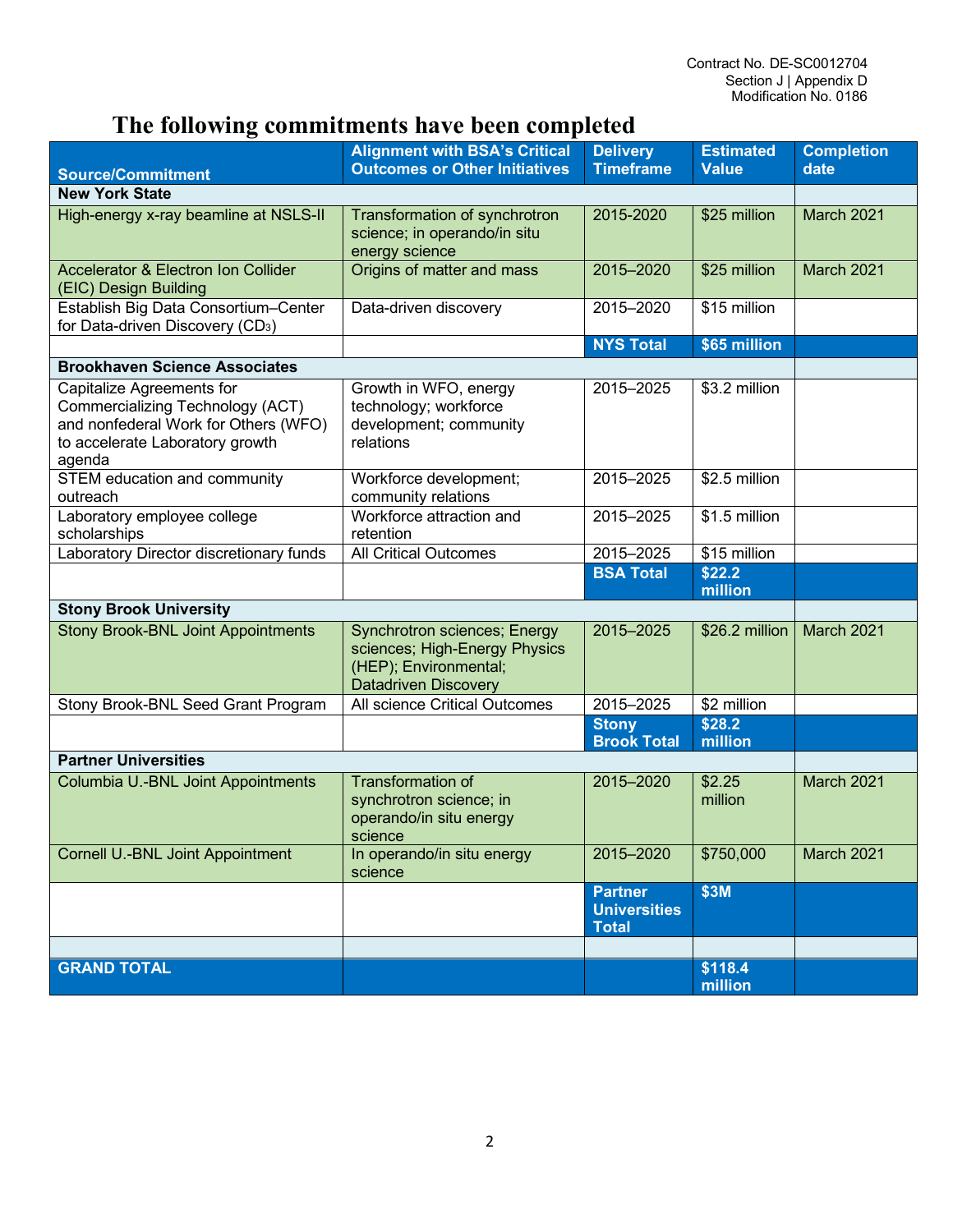Contract No. DE-SC0012704
Section J | Appendix D
Modification No. 0186

# The following commitments have been completed

| Source/Commitment | Alignment with BSA's Critical Outcomes or Other Initiatives | Delivery Timeframe | Estimated Value | Completion date |
|---|---|---|---|---|
| **New York State** | | | | |
| High-energy x-ray beamline at NSLS-II | Transformation of synchrotron science; in operando/in situ energy science | 2015-2020 | $25 million | March 2021 |
| Accelerator & Electron Ion Collider (EIC) Design Building | Origins of matter and mass | 2015–2020 | $25 million | March 2021 |
| Establish Big Data Consortium–Center for Data-driven Discovery ($CD_3$) | Data-driven discovery | 2015–2020 | $15 million | |
| | | **NYS Total** | **$65 million** | |
| **Brookhaven Science Associates** | | | | |
| Capitalize Agreements for Commercializing Technology (ACT) and nonfederal Work for Others (WFO) to accelerate Laboratory growth agenda | Growth in WFO, energy technology; workforce development; community relations | 2015–2025 | $3.2 million | |
| STEM education and community outreach | Workforce development; community relations | 2015–2025 | $2.5 million | |
| Laboratory employee college scholarships | Workforce attraction and retention | 2015–2025 | $1.5 million | |
| Laboratory Director discretionary funds | All Critical Outcomes | 2015–2025 | $15 million | |
| | | **BSA Total** | **$22.2 million** | |
| **Stony Brook University** | | | | |
| Stony Brook-BNL Joint Appointments | Synchrotron sciences; Energy sciences; High-Energy Physics (HEP); Environmental; Datadriven Discovery | 2015–2025 | $26.2 million | March 2021 |
| Stony Brook-BNL Seed Grant Program | All science Critical Outcomes | 2015–2025 | $2 million | |
| | | **Stony Brook Total** | **$28.2 million** | |
| **Partner Universities** | | | | |
| Columbia U.-BNL Joint Appointments | Transformation of synchrotron science; in operando/in situ energy science | 2015–2020 | $2.25 million | March 2021 |
| Cornell U.-BNL Joint Appointment | In operando/in situ energy science | 2015–2020 | $750,000 | March 2021 |
| | | **Partner Universities Total** | **$3M** | |
| | | | | |
| **GRAND TOTAL** | | | **$118.4 million** | |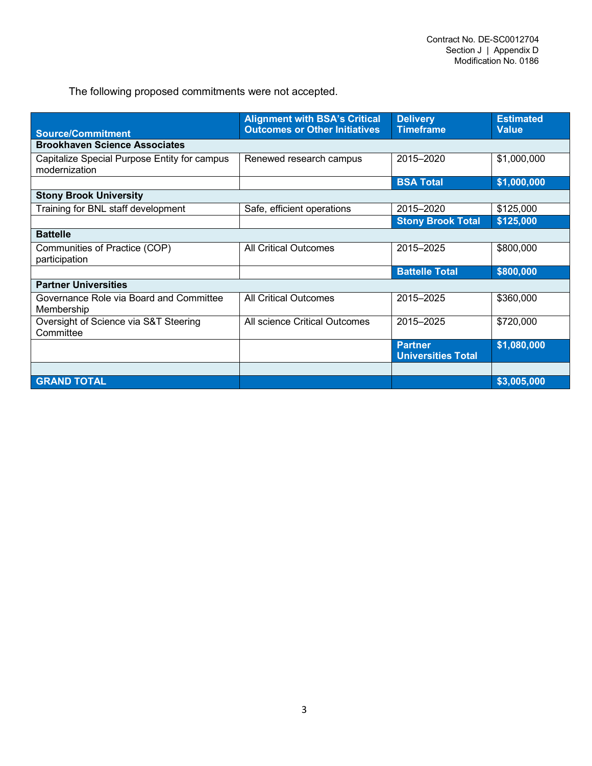The following proposed commitments were not accepted.

| Source/Commitment | Alignment with BSA's Critical Outcomes or Other Initiatives | Delivery Timeframe | Estimated Value |
|---|---|---|---|
| **Brookhaven Science Associates** | | | |
| Capitalize Special Purpose Entity for campus modernization | Renewed research campus | 2015–2020 | $1,000,000 |
| | | **BSA Total** | **$1,000,000** |
| **Stony Brook University** | | | |
| Training for BNL staff development | Safe, efficient operations | 2015–2020 | $125,000 |
| | | **Stony Brook Total** | **$125,000** |
| **Battelle** | | | |
| Communities of Practice (COP) participation | All Critical Outcomes | 2015–2025 | $800,000 |
| | | **Battelle Total** | **$800,000** |
| **Partner Universities** | | | |
| Governance Role via Board and Committee Membership | All Critical Outcomes | 2015–2025 | $360,000 |
| Oversight of Science via S&T Steering Committee | All science Critical Outcomes | 2015–2025 | $720,000 |
| | | **Partner Universities Total** | **$1,080,000** |
| | | | |
| **GRAND TOTAL** | | | **$3,005,000** |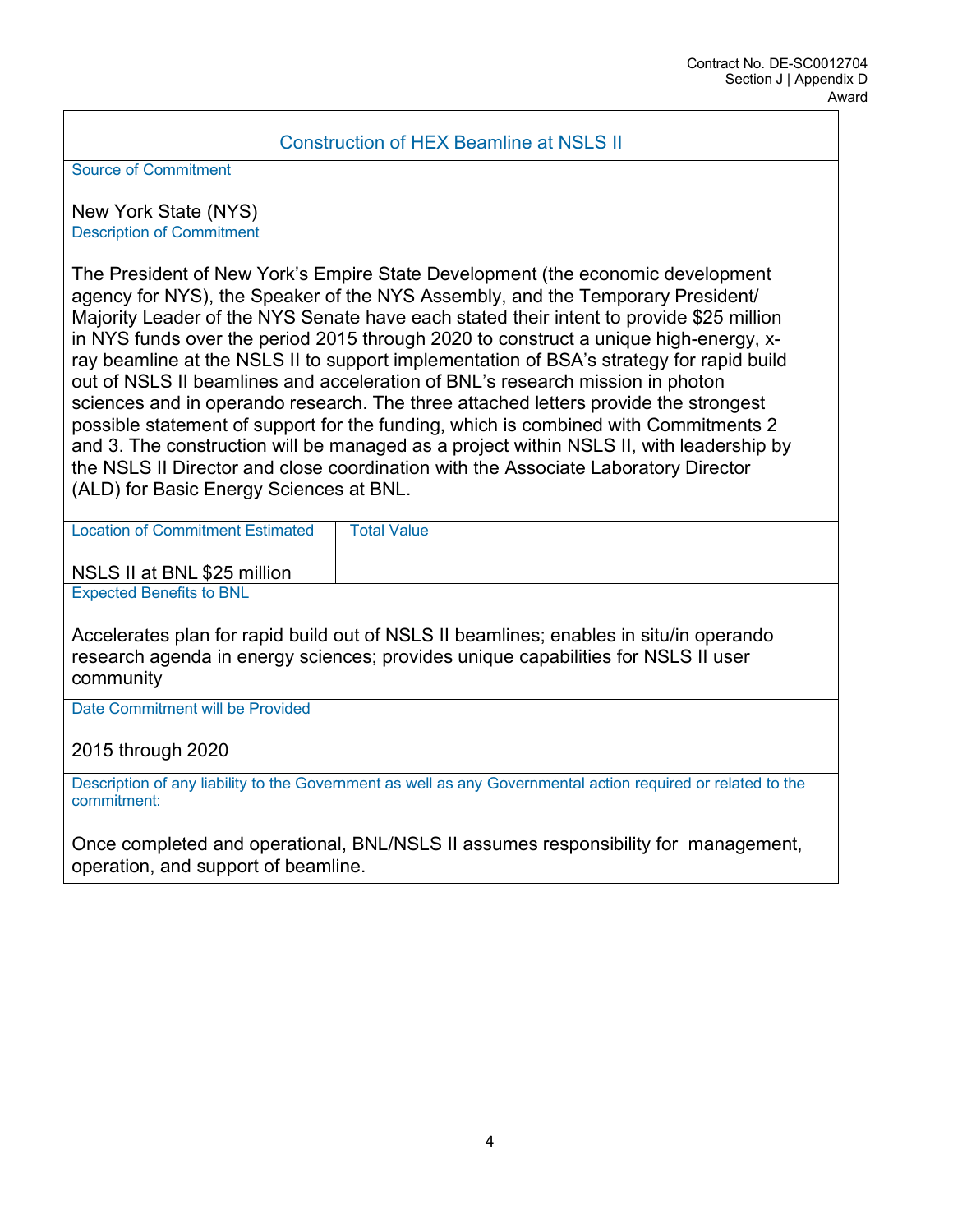## Construction of HEX Beamline at NSLS II

**Source of Commitment**

New York State (NYS)

**Description of Commitment**

The President of New York's Empire State Development (the economic development agency for NYS), the Speaker of the NYS Assembly, and the Temporary President/ Majority Leader of the NYS Senate have each stated their intent to provide $25 million in NYS funds over the period 2015 through 2020 to construct a unique high-energy, x-ray beamline at the NSLS II to support implementation of BSA's strategy for rapid build out of NSLS II beamlines and acceleration of BNL's research mission in photon sciences and in operando research. The three attached letters provide the strongest possible statement of support for the funding, which is combined with Commitments 2 and 3. The construction will be managed as a project within NSLS II, with leadership by the NSLS II Director and close coordination with the Associate Laboratory Director (ALD) for Basic Energy Sciences at BNL.

| Location of Commitment | Estimated Total Value |
| --- | --- |
| NSLS II at BNL | $25 million |

**Expected Benefits to BNL**

Accelerates plan for rapid build out of NSLS II beamlines; enables in situ/in operando research agenda in energy sciences; provides unique capabilities for NSLS II user community

**Date Commitment will be Provided**

2015 through 2020

**Description of any liability to the Government as well as any Governmental action required or related to the commitment:**

Once completed and operational, BNL/NSLS II assumes responsibility for management, operation, and support of beamline.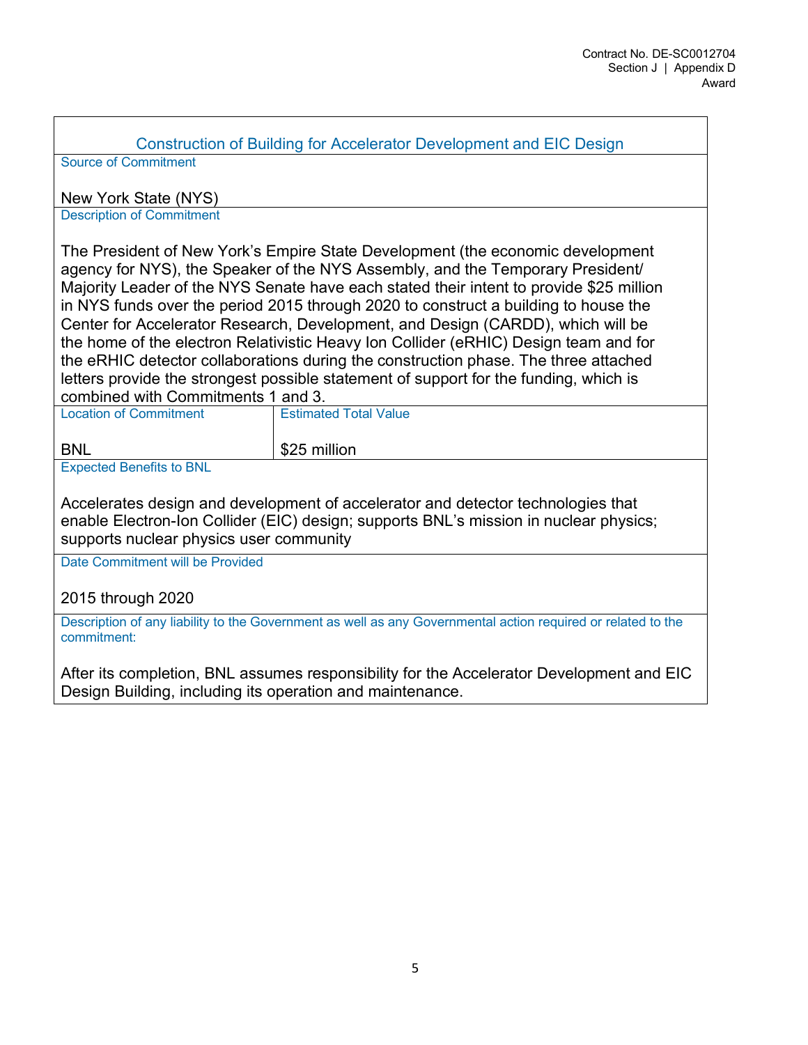## Construction of Building for Accelerator Development and EIC Design

| Source of Commitment | |
|---|---|
| New York State (NYS) | |

**Description of Commitment**

The President of New York's Empire State Development (the economic development agency for NYS), the Speaker of the NYS Assembly, and the Temporary President/ Majority Leader of the NYS Senate have each stated their intent to provide $25 million in NYS funds over the period 2015 through 2020 to construct a building to house the Center for Accelerator Research, Development, and Design (CARDD), which will be the home of the electron Relativistic Heavy Ion Collider (eRHIC) Design team and for the eRHIC detector collaborations during the construction phase. The three attached letters provide the strongest possible statement of support for the funding, which is combined with Commitments 1 and 3.

| Location of Commitment | Estimated Total Value |
|---|---|
| BNL | $25 million |

**Expected Benefits to BNL**

Accelerates design and development of accelerator and detector technologies that enable Electron-Ion Collider (EIC) design; supports BNL's mission in nuclear physics; supports nuclear physics user community

**Date Commitment will be Provided**

2015 through 2020

**Description of any liability to the Government as well as any Governmental action required or related to the commitment:**

After its completion, BNL assumes responsibility for the Accelerator Development and EIC Design Building, including its operation and maintenance.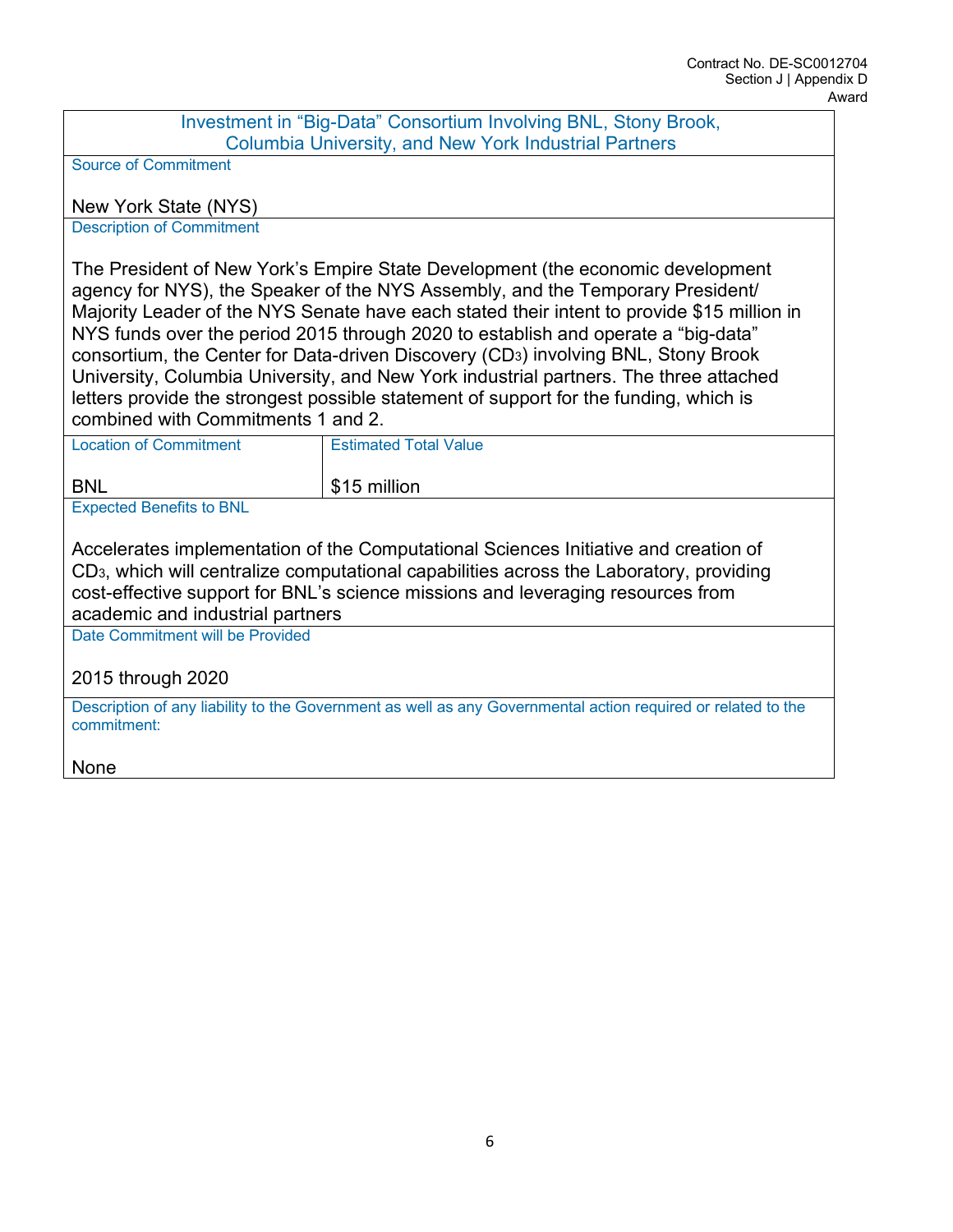| Investment in "Big-Data" Consortium Involving BNL, Stony Brook, Columbia University, and New York Industrial Partners | |
|---|---|
| Source of Commitment<br><br>New York State (NYS) | |
| Description of Commitment<br><br>The President of New York's Empire State Development (the economic development agency for NYS), the Speaker of the NYS Assembly, and the Temporary President/ Majority Leader of the NYS Senate have each stated their intent to provide $15 million in NYS funds over the period 2015 through 2020 to establish and operate a "big-data" consortium, the Center for Data-driven Discovery ($CD_3$) involving BNL, Stony Brook University, Columbia University, and New York industrial partners. The three attached letters provide the strongest possible statement of support for the funding, which is combined with Commitments 1 and 2. | |
| Location of Commitment<br><br>BNL | Estimated Total Value<br><br>$15 million |
| Expected Benefits to BNL<br><br>Accelerates implementation of the Computational Sciences Initiative and creation of $CD_3$, which will centralize computational capabilities across the Laboratory, providing cost-effective support for BNL's science missions and leveraging resources from academic and industrial partners | |
| Date Commitment will be Provided<br><br>2015 through 2020 | |
| Description of any liability to the Government as well as any Governmental action required or related to the commitment:<br><br>None | |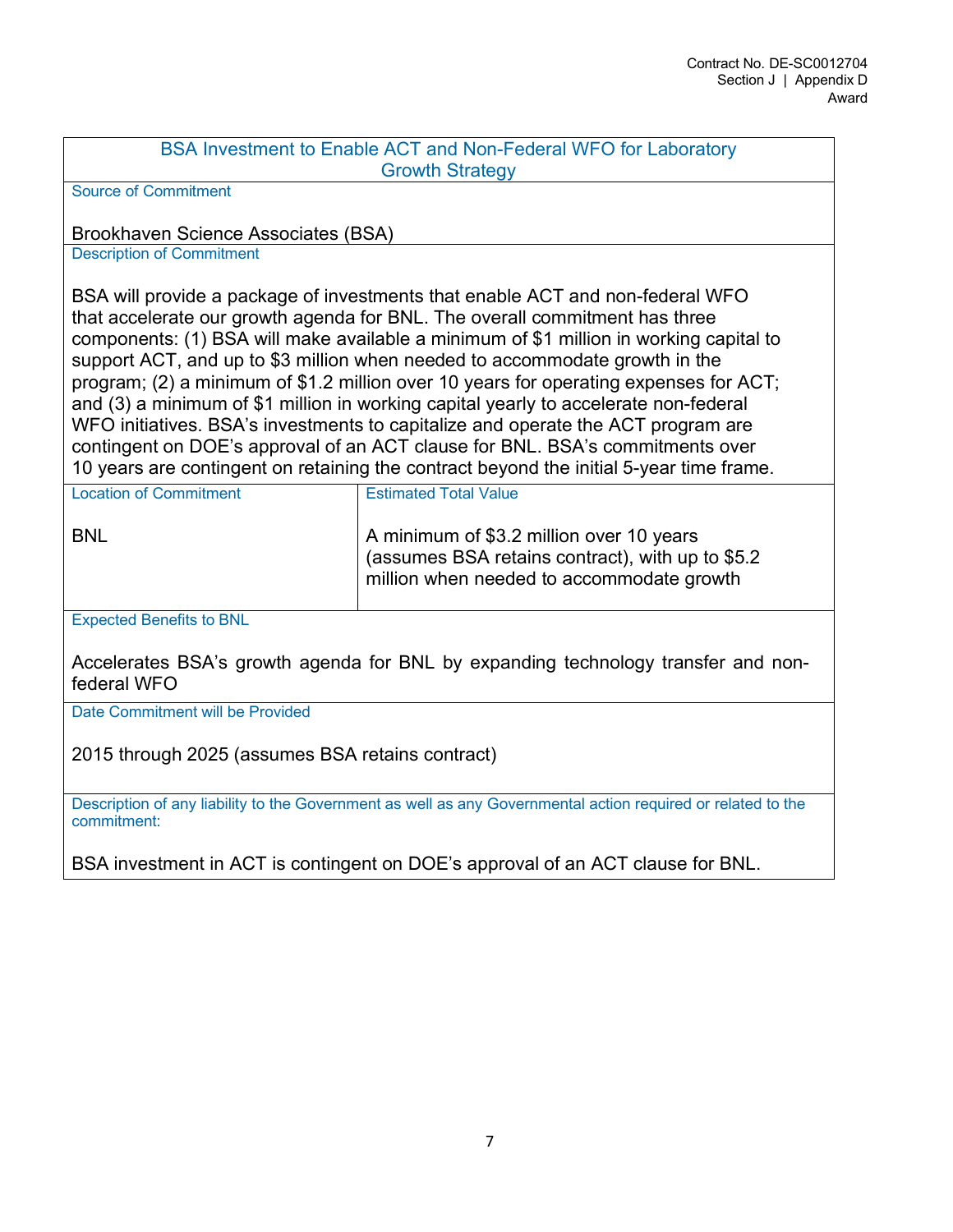| BSA Investment to Enable ACT and Non-Federal WFO for Laboratory Growth Strategy | |
|---|---|
| Source of Commitment<br><br>Brookhaven Science Associates (BSA) | |
| Description of Commitment<br><br>BSA will provide a package of investments that enable ACT and non-federal WFO that accelerate our growth agenda for BNL. The overall commitment has three components: (1) BSA will make available a minimum of $1 million in working capital to support ACT, and up to $3 million when needed to accommodate growth in the program; (2) a minimum of $1.2 million over 10 years for operating expenses for ACT; and (3) a minimum of $1 million in working capital yearly to accelerate non-federal WFO initiatives. BSA's investments to capitalize and operate the ACT program are contingent on DOE's approval of an ACT clause for BNL. BSA's commitments over 10 years are contingent on retaining the contract beyond the initial 5-year time frame. | |
| Location of Commitment<br><br>BNL | Estimated Total Value<br><br>A minimum of $3.2 million over 10 years (assumes BSA retains contract), with up to $5.2 million when needed to accommodate growth |
| Expected Benefits to BNL<br><br>Accelerates BSA's growth agenda for BNL by expanding technology transfer and non-federal WFO | |
| Date Commitment will be Provided<br><br>2015 through 2025 (assumes BSA retains contract) | |
| Description of any liability to the Government as well as any Governmental action required or related to the commitment:<br><br>BSA investment in ACT is contingent on DOE's approval of an ACT clause for BNL. | |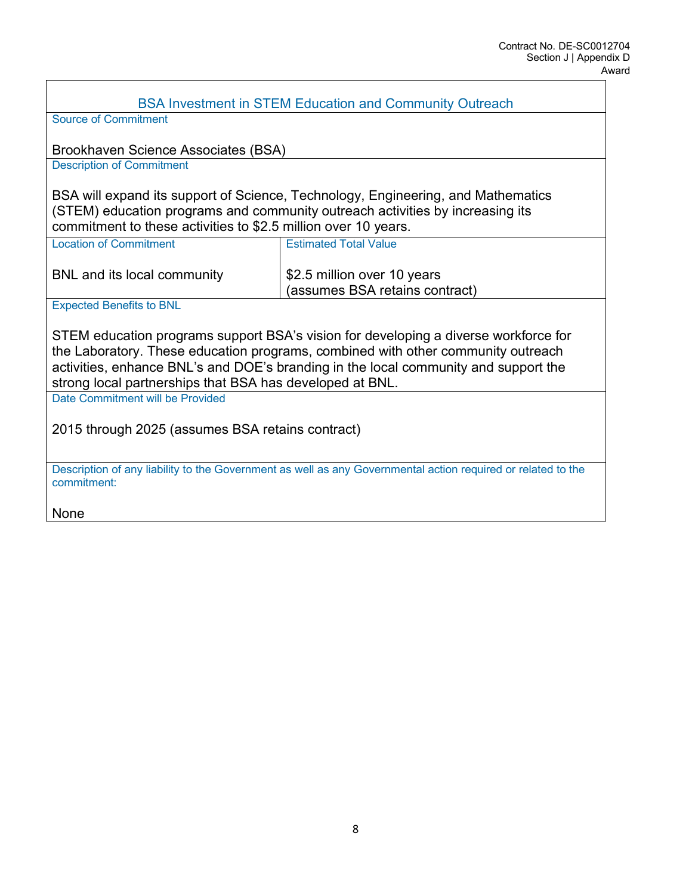## BSA Investment in STEM Education and Community Outreach

| Source of Commitment | |
|---|---|
| Brookhaven Science Associates (BSA) | |
| **Description of Commitment** | |
| BSA will expand its support of Science, Technology, Engineering, and Mathematics (STEM) education programs and community outreach activities by increasing its commitment to these activities to $2.5 million over 10 years. | |
| **Location of Commitment** | **Estimated Total Value** |
| BNL and its local community | $2.5 million over 10 years (assumes BSA retains contract) |
| **Expected Benefits to BNL** | |
| STEM education programs support BSA's vision for developing a diverse workforce for the Laboratory. These education programs, combined with other community outreach activities, enhance BNL's and DOE's branding in the local community and support the strong local partnerships that BSA has developed at BNL. | |
| **Date Commitment will be Provided** | |
| 2015 through 2025 (assumes BSA retains contract) | |
| **Description of any liability to the Government as well as any Governmental action required or related to the commitment:** | |
| None | |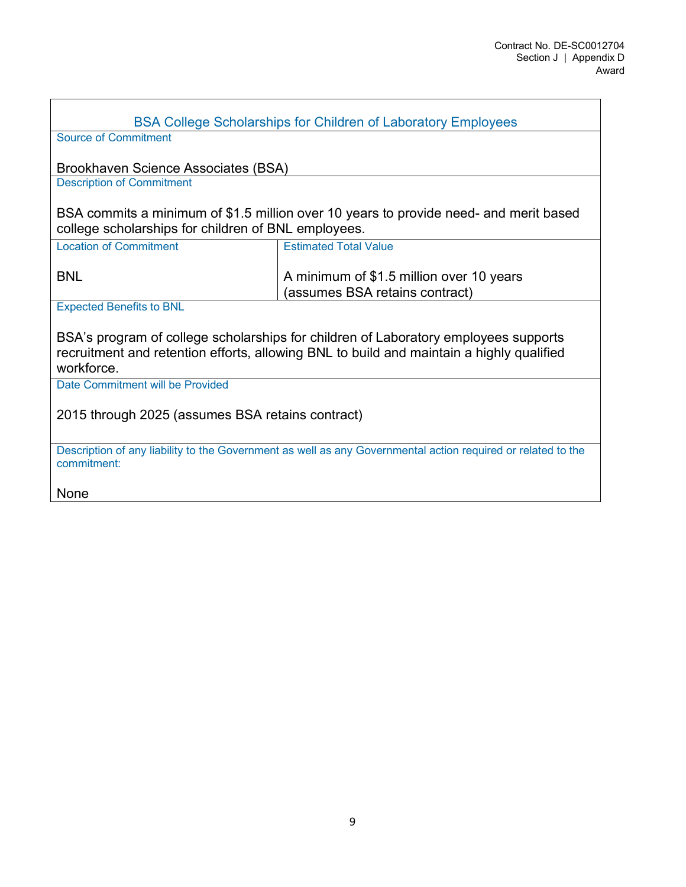| BSA College Scholarships for Children of Laboratory Employees | |
|---|---|
| Source of Commitment<br><br>Brookhaven Science Associates (BSA) | |
| Description of Commitment<br><br>BSA commits a minimum of $1.5 million over 10 years to provide need- and merit based college scholarships for children of BNL employees. | |
| Location of Commitment<br><br>BNL | Estimated Total Value<br><br>A minimum of $1.5 million over 10 years (assumes BSA retains contract) |
| Expected Benefits to BNL<br><br>BSA's program of college scholarships for children of Laboratory employees supports recruitment and retention efforts, allowing BNL to build and maintain a highly qualified workforce. | |
| Date Commitment will be Provided<br><br>2015 through 2025 (assumes BSA retains contract) | |
| Description of any liability to the Government as well as any Governmental action required or related to the commitment:<br><br>None | |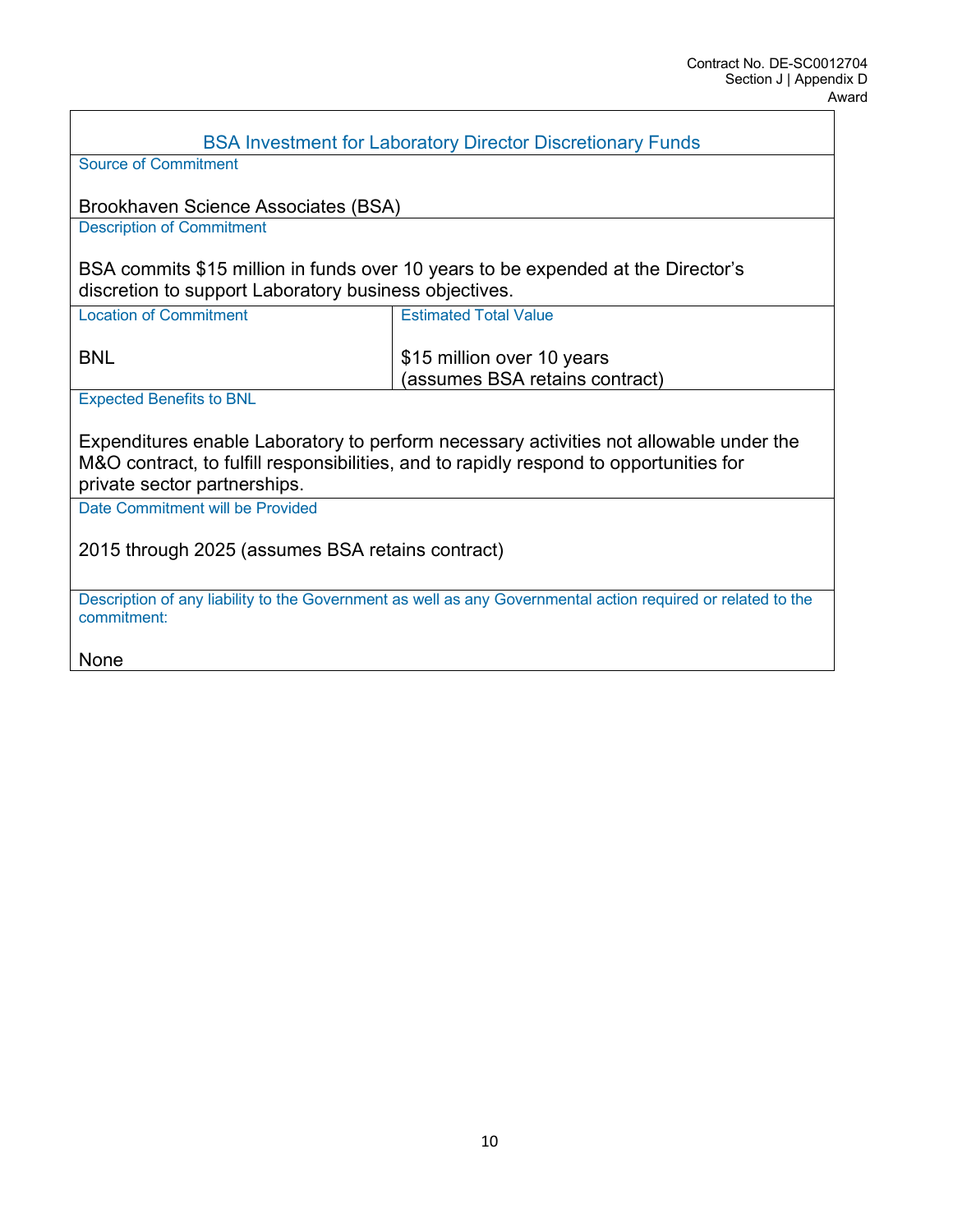## BSA Investment for Laboratory Director Discretionary Funds

| Source of Commitment | |
|---|---|
| Brookhaven Science Associates (BSA) | |
| **Description of Commitment** | |
| BSA commits $15 million in funds over 10 years to be expended at the Director's discretion to support Laboratory business objectives. | |
| **Location of Commitment** | **Estimated Total Value** |
| BNL | $15 million over 10 years (assumes BSA retains contract) |
| **Expected Benefits to BNL** | |
| Expenditures enable Laboratory to perform necessary activities not allowable under the M&O contract, to fulfill responsibilities, and to rapidly respond to opportunities for private sector partnerships. | |
| **Date Commitment will be Provided** | |
| 2015 through 2025 (assumes BSA retains contract) | |
| **Description of any liability to the Government as well as any Governmental action required or related to the commitment:** | |
| None | |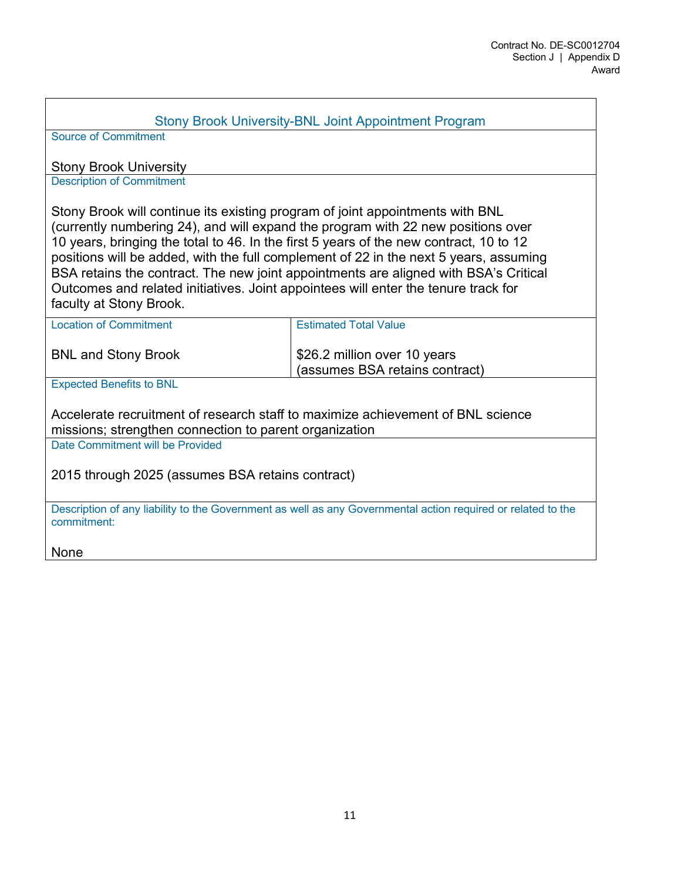## Stony Brook University-BNL Joint Appointment Program

| Source of Commitment | |
|---|---|
| Stony Brook University | |
| **Description of Commitment** | |
| Stony Brook will continue its existing program of joint appointments with BNL (currently numbering 24), and will expand the program with 22 new positions over 10 years, bringing the total to 46. In the first 5 years of the new contract, 10 to 12 positions will be added, with the full complement of 22 in the next 5 years, assuming BSA retains the contract. The new joint appointments are aligned with BSA's Critical Outcomes and related initiatives. Joint appointees will enter the tenure track for faculty at Stony Brook. | |
| **Location of Commitment** | **Estimated Total Value** |
| BNL and Stony Brook | $26.2 million over 10 years (assumes BSA retains contract) |
| **Expected Benefits to BNL** | |
| Accelerate recruitment of research staff to maximize achievement of BNL science missions; strengthen connection to parent organization | |
| **Date Commitment will be Provided** | |
| 2015 through 2025 (assumes BSA retains contract) | |
| **Description of any liability to the Government as well as any Governmental action required or related to the commitment:** | |
| None | |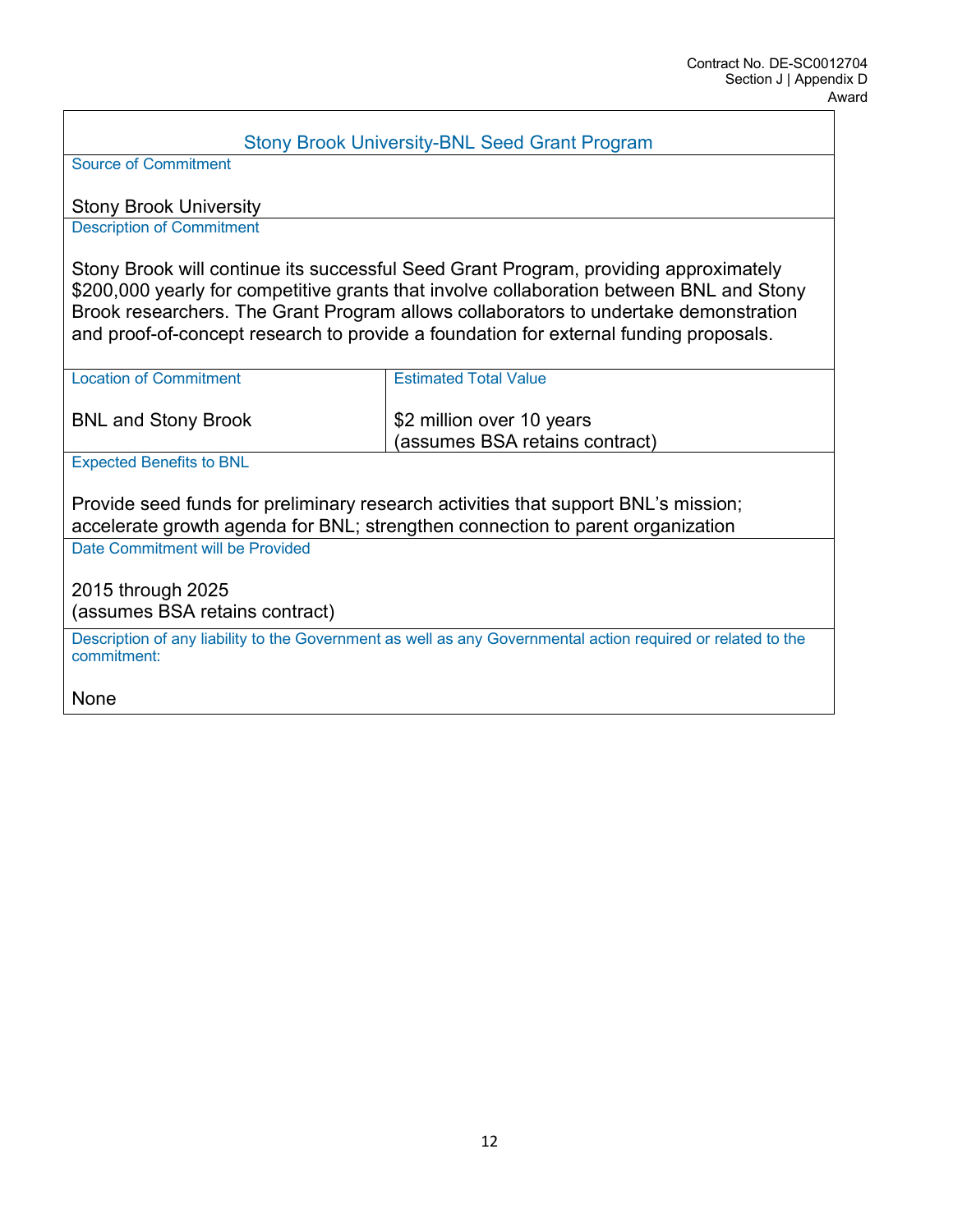## Stony Brook University-BNL Seed Grant Program

**Source of Commitment**

Stony Brook University

**Description of Commitment**

Stony Brook will continue its successful Seed Grant Program, providing approximately $200,000 yearly for competitive grants that involve collaboration between BNL and Stony Brook researchers. The Grant Program allows collaborators to undertake demonstration and proof-of-concept research to provide a foundation for external funding proposals.

| Location of Commitment | Estimated Total Value |
| --- | --- |
| BNL and Stony Brook | $2 million over 10 years (assumes BSA retains contract) |

**Expected Benefits to BNL**

Provide seed funds for preliminary research activities that support BNL's mission; accelerate growth agenda for BNL; strengthen connection to parent organization

**Date Commitment will be Provided**

2015 through 2025
(assumes BSA retains contract)

**Description of any liability to the Government as well as any Governmental action required or related to the commitment:**

None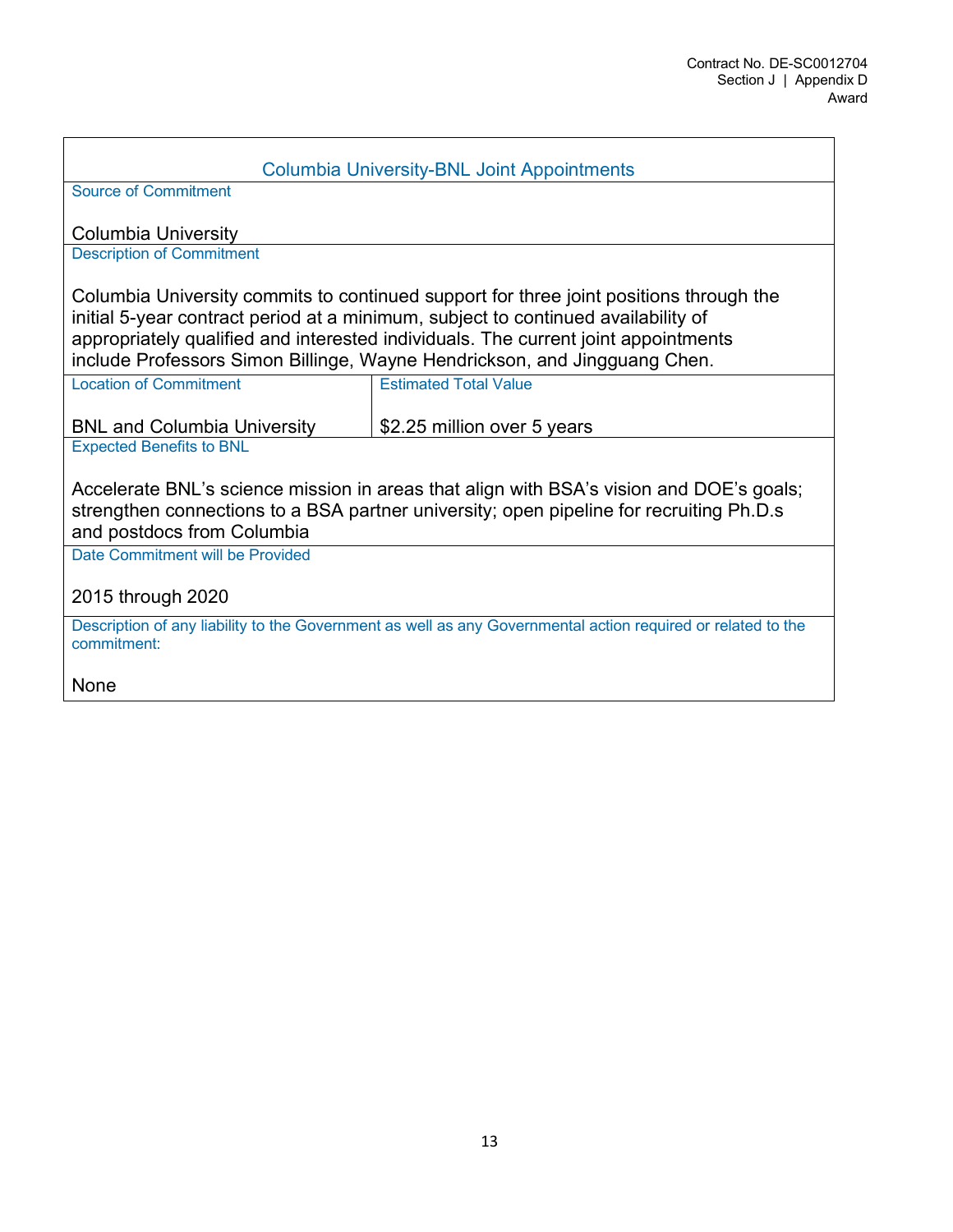## Columbia University-BNL Joint Appointments

**Source of Commitment**

Columbia University

**Description of Commitment**

Columbia University commits to continued support for three joint positions through the initial 5-year contract period at a minimum, subject to continued availability of appropriately qualified and interested individuals. The current joint appointments include Professors Simon Billinge, Wayne Hendrickson, and Jingguang Chen.

| Location of Commitment | Estimated Total Value |
|---|---|
| BNL and Columbia University | $2.25 million over 5 years |

**Expected Benefits to BNL**

Accelerate BNL's science mission in areas that align with BSA's vision and DOE's goals; strengthen connections to a BSA partner university; open pipeline for recruiting Ph.D.s and postdocs from Columbia

**Date Commitment will be Provided**

2015 through 2020

**Description of any liability to the Government as well as any Governmental action required or related to the commitment:**

None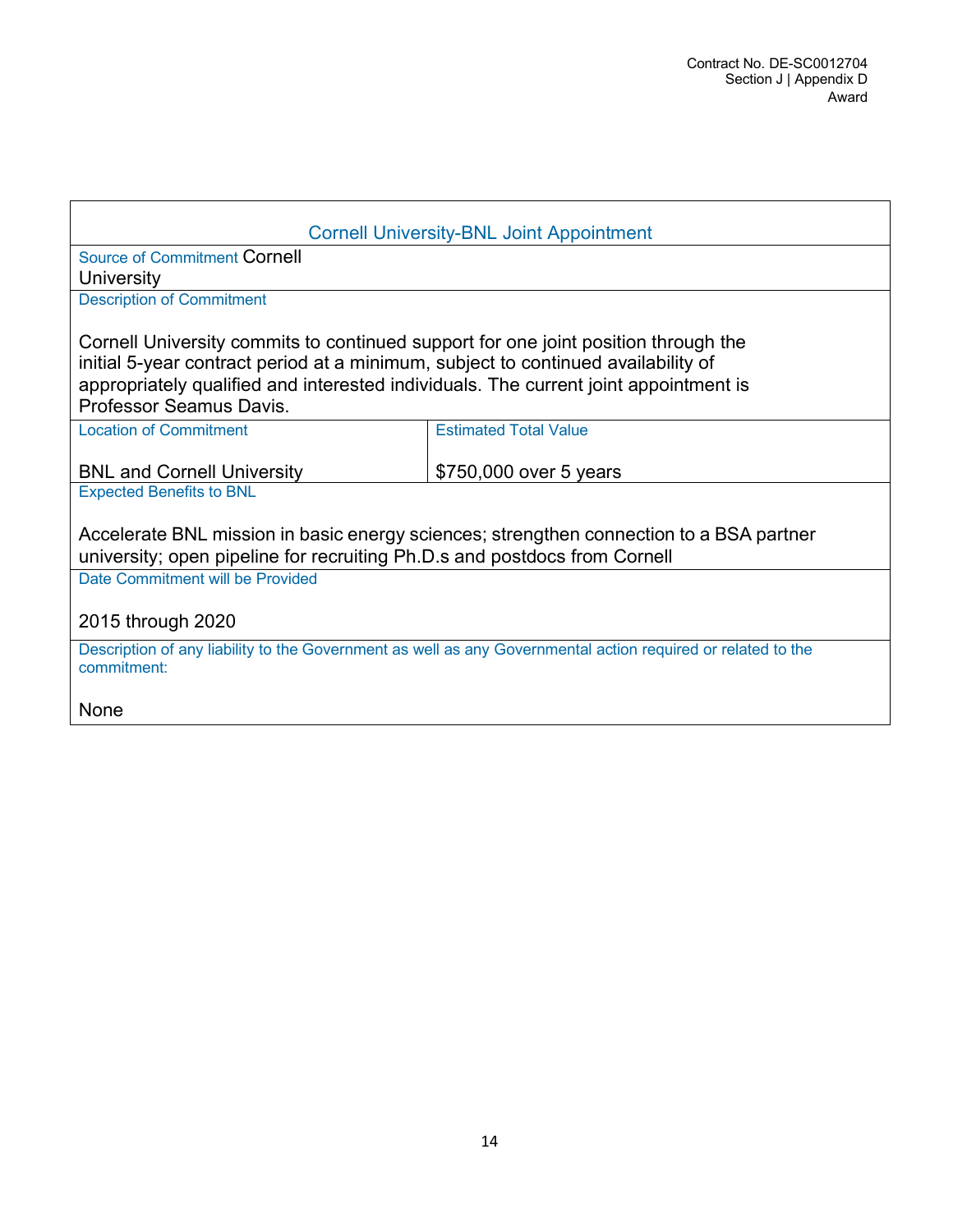## Cornell University-BNL Joint Appointment

| | |
|---|---|
| Source of Commitment Cornell University | |
| Description of Commitment<br><br>Cornell University commits to continued support for one joint position through the initial 5-year contract period at a minimum, subject to continued availability of appropriately qualified and interested individuals. The current joint appointment is Professor Seamus Davis. | |
| Location of Commitment<br><br>BNL and Cornell University | Estimated Total Value<br><br>$750,000 over 5 years |
| Expected Benefits to BNL<br><br>Accelerate BNL mission in basic energy sciences; strengthen connection to a BSA partner university; open pipeline for recruiting Ph.D.s and postdocs from Cornell | |
| Date Commitment will be Provided<br><br>2015 through 2020 | |
| Description of any liability to the Government as well as any Governmental action required or related to the commitment:<br><br>None | |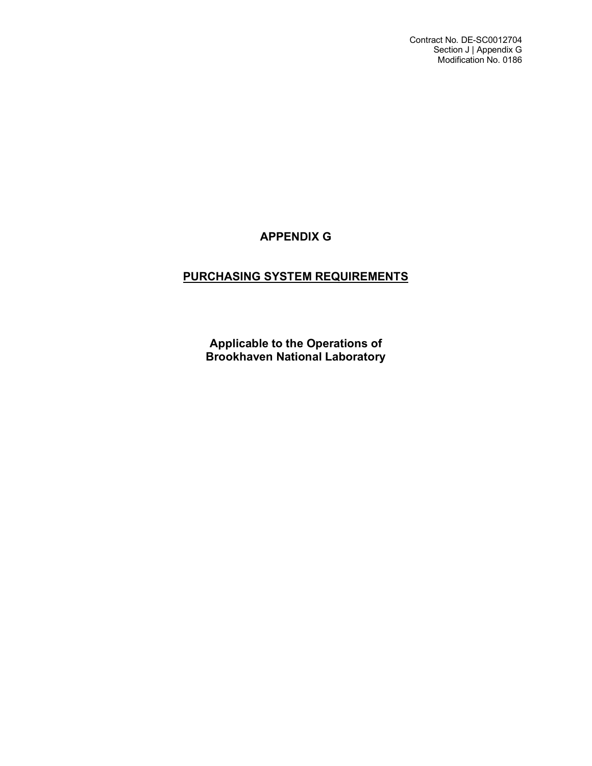Contract No. DE-SC0012704
Section J | Appendix G
Modification No. 0186

# APPENDIX G

## PURCHASING SYSTEM REQUIREMENTS

**Applicable to the Operations of Brookhaven National Laboratory**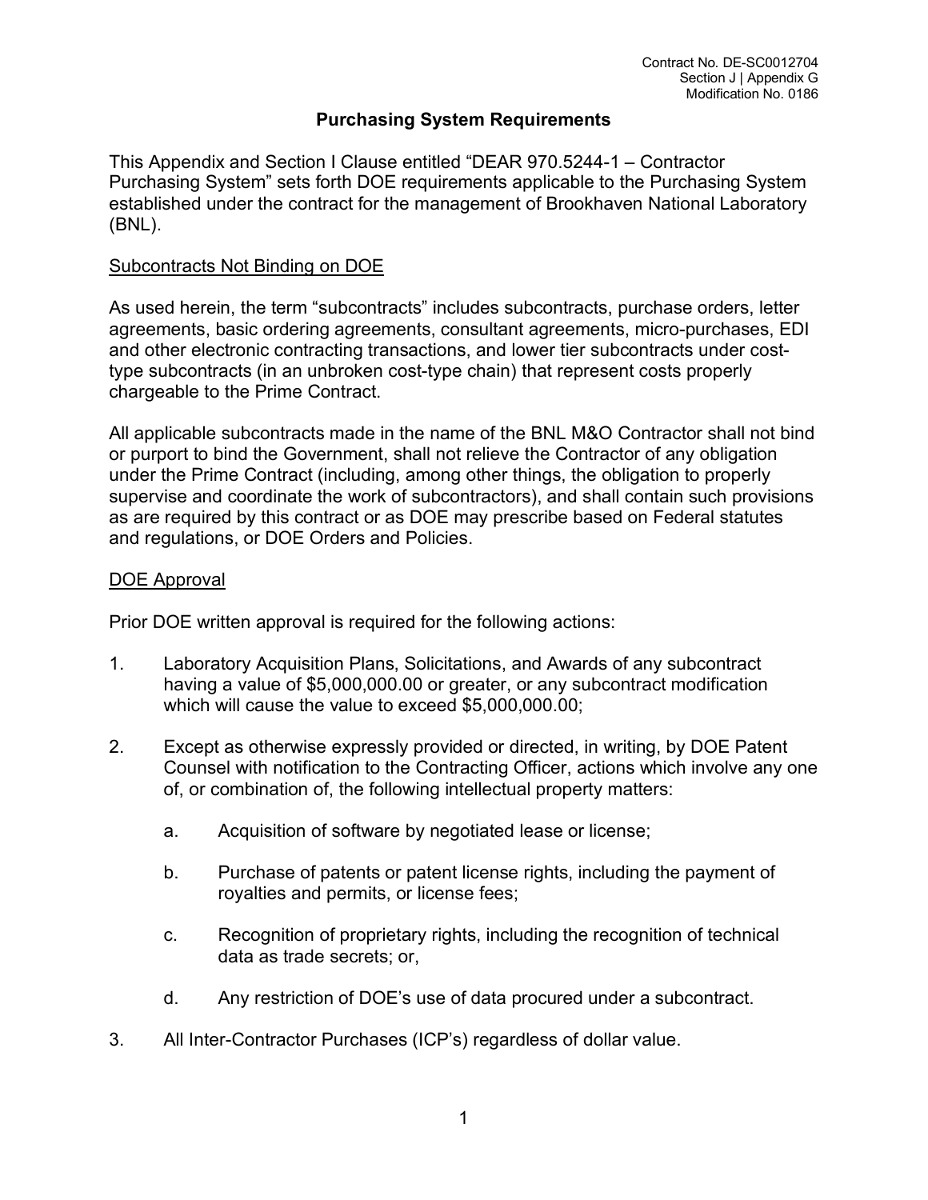Contract No. DE-SC0012704
Section J | Appendix G
Modification No. 0186

# Purchasing System Requirements

This Appendix and Section I Clause entitled "DEAR 970.5244-1 – Contractor Purchasing System" sets forth DOE requirements applicable to the Purchasing System established under the contract for the management of Brookhaven National Laboratory (BNL).

## Subcontracts Not Binding on DOE

As used herein, the term "subcontracts" includes subcontracts, purchase orders, letter agreements, basic ordering agreements, consultant agreements, micro-purchases, EDI and other electronic contracting transactions, and lower tier subcontracts under cost-type subcontracts (in an unbroken cost-type chain) that represent costs properly chargeable to the Prime Contract.

All applicable subcontracts made in the name of the BNL M&O Contractor shall not bind or purport to bind the Government, shall not relieve the Contractor of any obligation under the Prime Contract (including, among other things, the obligation to properly supervise and coordinate the work of subcontractors), and shall contain such provisions as are required by this contract or as DOE may prescribe based on Federal statutes and regulations, or DOE Orders and Policies.

## DOE Approval

Prior DOE written approval is required for the following actions:

1. Laboratory Acquisition Plans, Solicitations, and Awards of any subcontract having a value of $5,000,000.00 or greater, or any subcontract modification which will cause the value to exceed $5,000,000.00;

2. Except as otherwise expressly provided or directed, in writing, by DOE Patent Counsel with notification to the Contracting Officer, actions which involve any one of, or combination of, the following intellectual property matters:

   a. Acquisition of software by negotiated lease or license;

   b. Purchase of patents or patent license rights, including the payment of royalties and permits, or license fees;

   c. Recognition of proprietary rights, including the recognition of technical data as trade secrets; or,

   d. Any restriction of DOE's use of data procured under a subcontract.

3. All Inter-Contractor Purchases (ICP's) regardless of dollar value.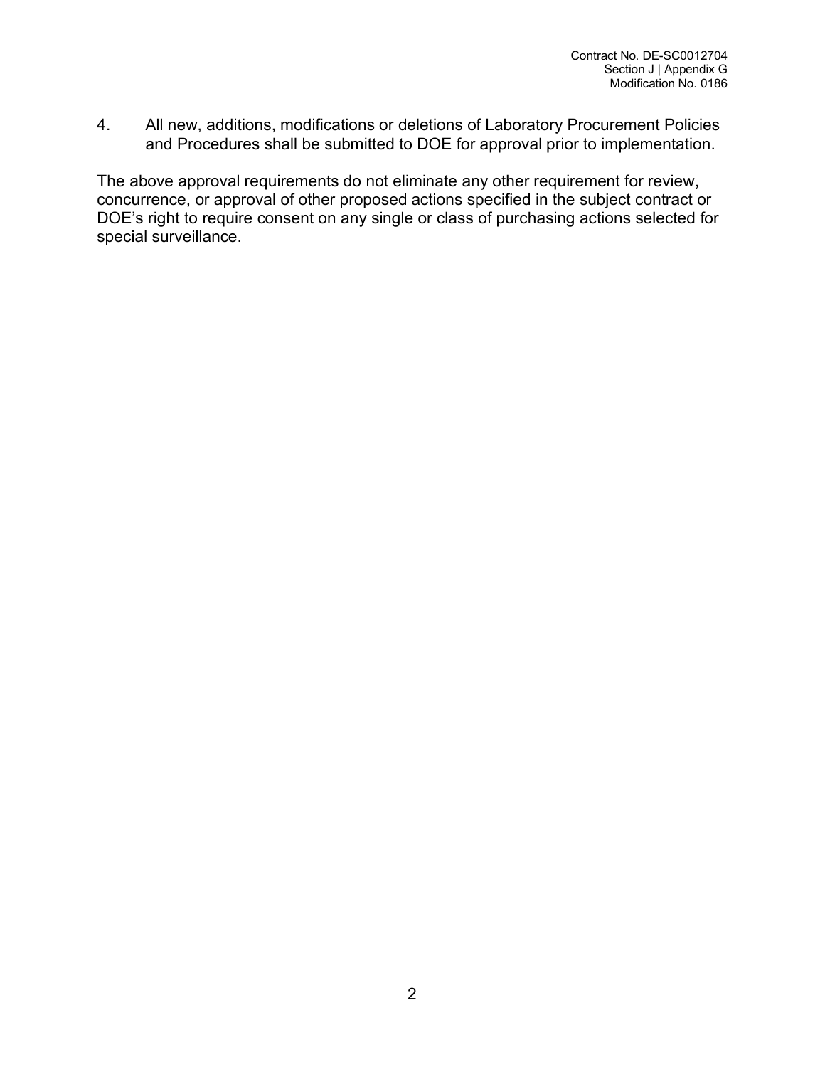4. All new, additions, modifications or deletions of Laboratory Procurement Policies and Procedures shall be submitted to DOE for approval prior to implementation.

The above approval requirements do not eliminate any other requirement for review, concurrence, or approval of other proposed actions specified in the subject contract or DOE's right to require consent on any single or class of purchasing actions selected for special surveillance.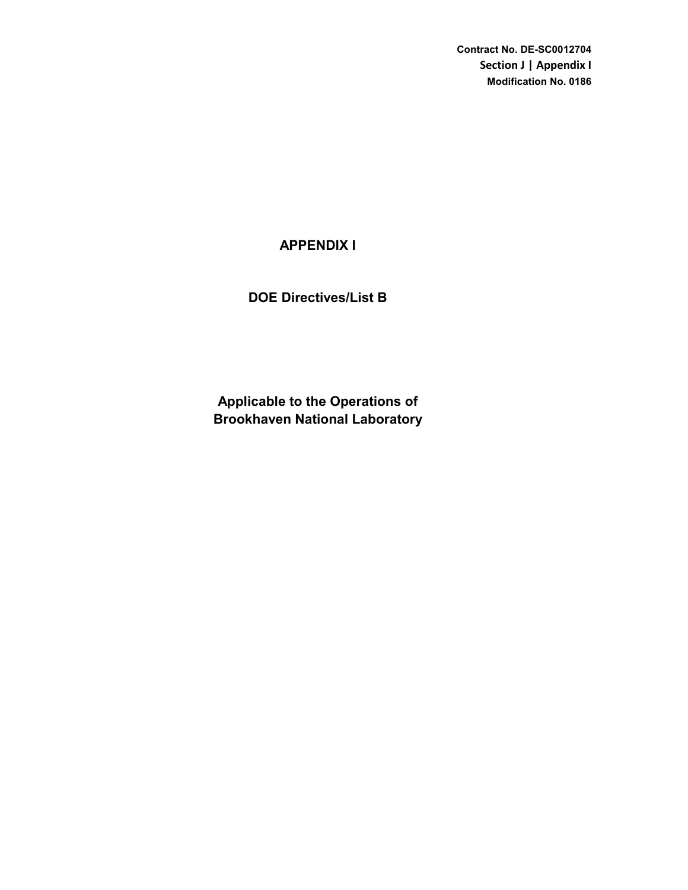Contract No. DE-SC0012704
Section J | Appendix I
Modification No. 0186

# APPENDIX I

## DOE Directives/List B

## Applicable to the Operations of Brookhaven National Laboratory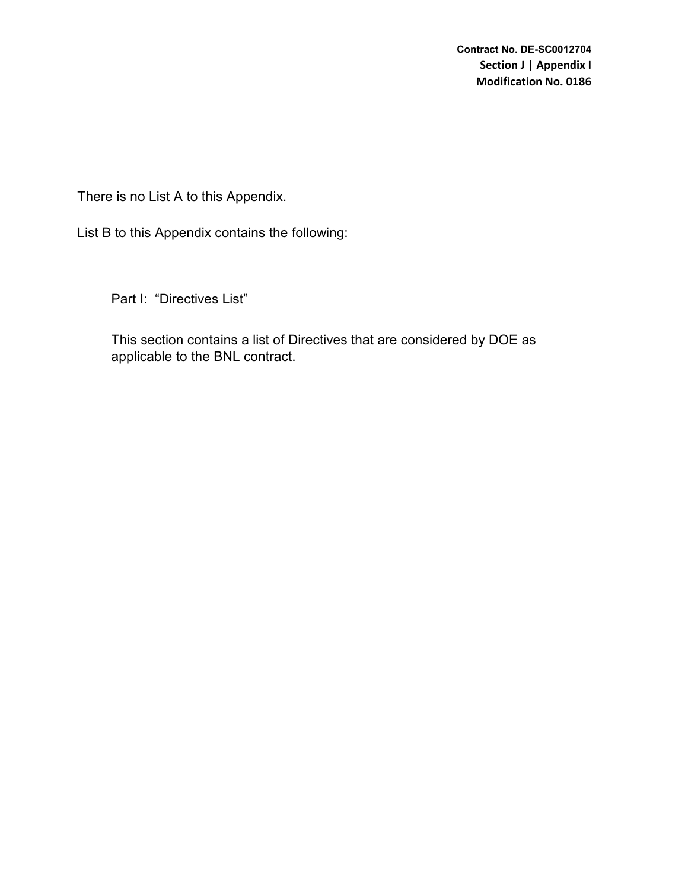There is no List A to this Appendix.

List B to this Appendix contains the following:

Part I: “Directives List”

This section contains a list of Directives that are considered by DOE as applicable to the BNL contract.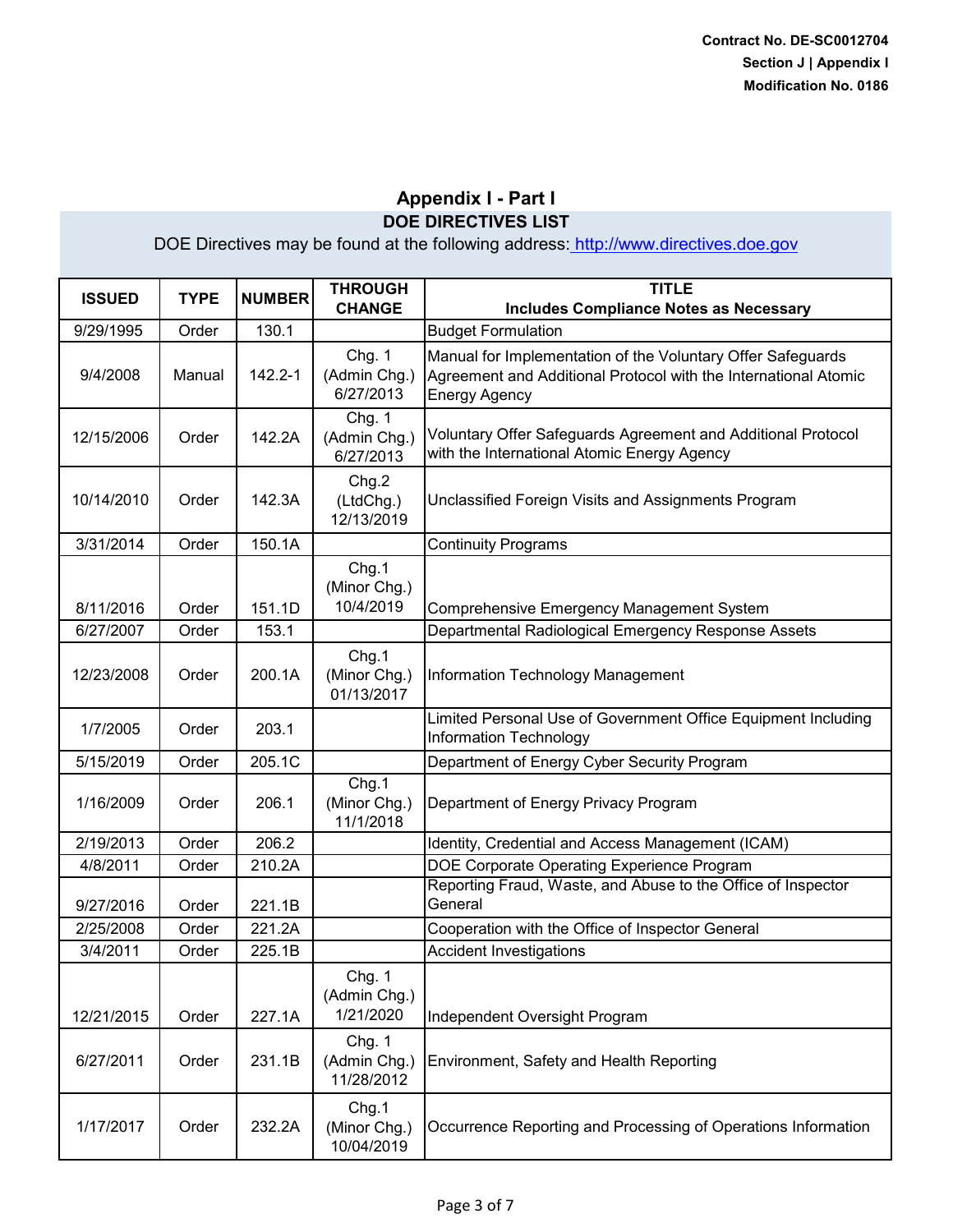Contract No. DE-SC0012704
Section J | Appendix I
Modification No. 0186

## Appendix I - Part I

### DOE DIRECTIVES LIST

DOE Directives may be found at the following address: http://www.directives.doe.gov

| ISSUED | TYPE | NUMBER | THROUGH CHANGE | TITLE Includes Compliance Notes as Necessary |
|---|---|---|---|---|
| 9/29/1995 | Order | 130.1 | | Budget Formulation |
| 9/4/2008 | Manual | 142.2-1 | Chg. 1 (Admin Chg.) 6/27/2013 | Manual for Implementation of the Voluntary Offer Safeguards Agreement and Additional Protocol with the International Atomic Energy Agency |
| 12/15/2006 | Order | 142.2A | Chg. 1 (Admin Chg.) 6/27/2013 | Voluntary Offer Safeguards Agreement and Additional Protocol with the International Atomic Energy Agency |
| 10/14/2010 | Order | 142.3A | Chg.2 (LtdChg.) 12/13/2019 | Unclassified Foreign Visits and Assignments Program |
| 3/31/2014 | Order | 150.1A | | Continuity Programs |
| 8/11/2016 | Order | 151.1D | Chg.1 (Minor Chg.) 10/4/2019 | Comprehensive Emergency Management System |
| 6/27/2007 | Order | 153.1 | | Departmental Radiological Emergency Response Assets |
| 12/23/2008 | Order | 200.1A | Chg.1 (Minor Chg.) 01/13/2017 | Information Technology Management |
| 1/7/2005 | Order | 203.1 | | Limited Personal Use of Government Office Equipment Including Information Technology |
| 5/15/2019 | Order | 205.1C | | Department of Energy Cyber Security Program |
| 1/16/2009 | Order | 206.1 | Chg.1 (Minor Chg.) 11/1/2018 | Department of Energy Privacy Program |
| 2/19/2013 | Order | 206.2 | | Identity, Credential and Access Management (ICAM) |
| 4/8/2011 | Order | 210.2A | | DOE Corporate Operating Experience Program |
| 9/27/2016 | Order | 221.1B | | Reporting Fraud, Waste, and Abuse to the Office of Inspector General |
| 2/25/2008 | Order | 221.2A | | Cooperation with the Office of Inspector General |
| 3/4/2011 | Order | 225.1B | | Accident Investigations |
| 12/21/2015 | Order | 227.1A | Chg. 1 (Admin Chg.) 1/21/2020 | Independent Oversight Program |
| 6/27/2011 | Order | 231.1B | Chg. 1 (Admin Chg.) 11/28/2012 | Environment, Safety and Health Reporting |
| 1/17/2017 | Order | 232.2A | Chg.1 (Minor Chg.) 10/04/2019 | Occurrence Reporting and Processing of Operations Information |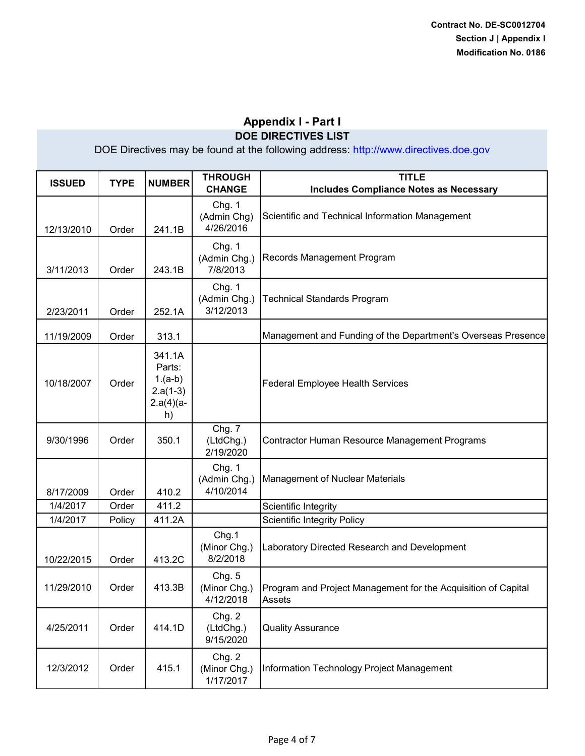Contract No. DE-SC0012704
Section J | Appendix I
Modification No. 0186

## Appendix I - Part I

### DOE DIRECTIVES LIST

DOE Directives may be found at the following address: http://www.directives.doe.gov

| ISSUED | TYPE | NUMBER | THROUGH CHANGE | TITLE Includes Compliance Notes as Necessary |
|---|---|---|---|---|
| 12/13/2010 | Order | 241.1B | Chg. 1 (Admin Chg) 4/26/2016 | Scientific and Technical Information Management |
| 3/11/2013 | Order | 243.1B | Chg. 1 (Admin Chg.) 7/8/2013 | Records Management Program |
| 2/23/2011 | Order | 252.1A | Chg. 1 (Admin Chg.) 3/12/2013 | Technical Standards Program |
| 11/19/2009 | Order | 313.1 | | Management and Funding of the Department's Overseas Presence |
| 10/18/2007 | Order | 341.1A Parts: 1.(a-b) 2.a(1-3) 2.a(4)(a-h) | | Federal Employee Health Services |
| 9/30/1996 | Order | 350.1 | Chg. 7 (LtdChg.) 2/19/2020 | Contractor Human Resource Management Programs |
| 8/17/2009 | Order | 410.2 | Chg. 1 (Admin Chg.) 4/10/2014 | Management of Nuclear Materials |
| 1/4/2017 | Order | 411.2 | | Scientific Integrity |
| 1/4/2017 | Policy | 411.2A | | Scientific Integrity Policy |
| 10/22/2015 | Order | 413.2C | Chg.1 (Minor Chg.) 8/2/2018 | Laboratory Directed Research and Development |
| 11/29/2010 | Order | 413.3B | Chg. 5 (Minor Chg.) 4/12/2018 | Program and Project Management for the Acquisition of Capital Assets |
| 4/25/2011 | Order | 414.1D | Chg. 2 (LtdChg.) 9/15/2020 | Quality Assurance |
| 12/3/2012 | Order | 415.1 | Chg. 2 (Minor Chg.) 1/17/2017 | Information Technology Project Management |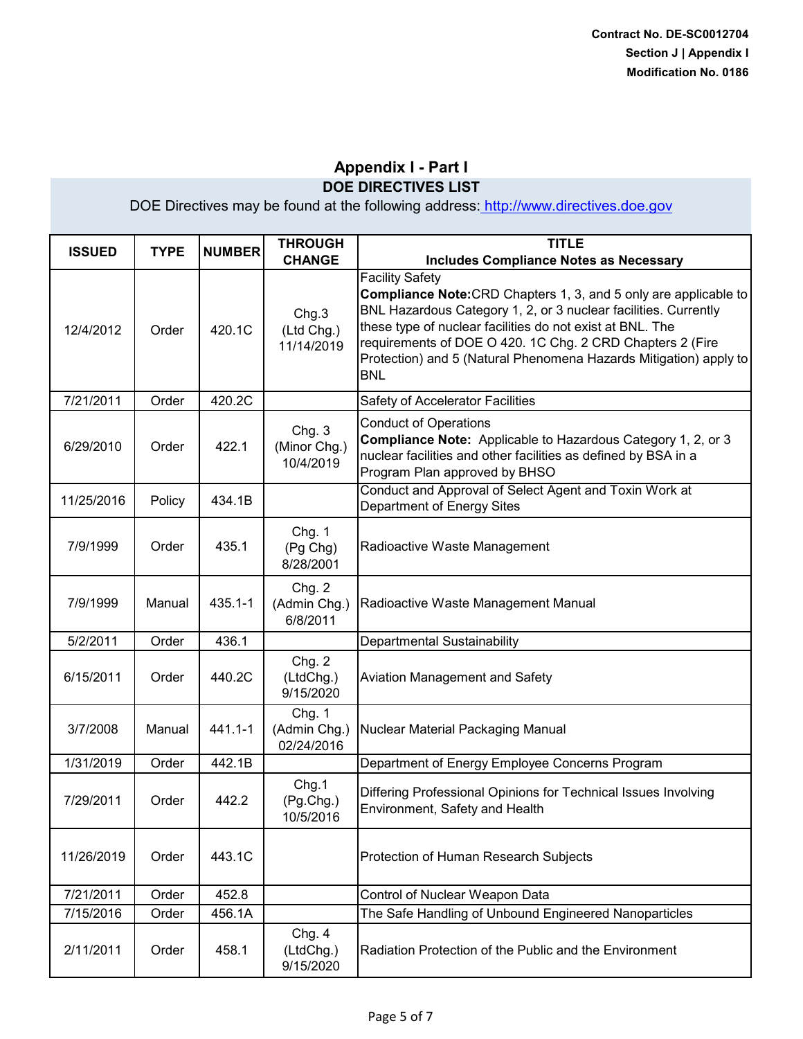Contract No. DE-SC0012704
Section J | Appendix I
Modification No. 0186

## Appendix I - Part I

### DOE DIRECTIVES LIST

DOE Directives may be found at the following address: http://www.directives.doe.gov

| ISSUED | TYPE | NUMBER | THROUGH CHANGE | TITLE<br>Includes Compliance Notes as Necessary |
|---|---|---|---|---|
| 12/4/2012 | Order | 420.1C | Chg.3 (Ltd Chg.) 11/14/2019 | Facility Safety<br>**Compliance Note:**CRD Chapters 1, 3, and 5 only are applicable to BNL Hazardous Category 1, 2, or 3 nuclear facilities. Currently these type of nuclear facilities do not exist at BNL. The requirements of DOE O 420. 1C Chg. 2 CRD Chapters 2 (Fire Protection) and 5 (Natural Phenomena Hazards Mitigation) apply to BNL |
| 7/21/2011 | Order | 420.2C | | Safety of Accelerator Facilities |
| 6/29/2010 | Order | 422.1 | Chg. 3 (Minor Chg.) 10/4/2019 | Conduct of Operations<br>**Compliance Note:** Applicable to Hazardous Category 1, 2, or 3 nuclear facilities and other facilities as defined by BSA in a Program Plan approved by BHSO |
| 11/25/2016 | Policy | 434.1B | | Conduct and Approval of Select Agent and Toxin Work at Department of Energy Sites |
| 7/9/1999 | Order | 435.1 | Chg. 1 (Pg Chg) 8/28/2001 | Radioactive Waste Management |
| 7/9/1999 | Manual | 435.1-1 | Chg. 2 (Admin Chg.) 6/8/2011 | Radioactive Waste Management Manual |
| 5/2/2011 | Order | 436.1 | | Departmental Sustainability |
| 6/15/2011 | Order | 440.2C | Chg. 2 (LtdChg.) 9/15/2020 | Aviation Management and Safety |
| 3/7/2008 | Manual | 441.1-1 | Chg. 1 (Admin Chg.) 02/24/2016 | Nuclear Material Packaging Manual |
| 1/31/2019 | Order | 442.1B | | Department of Energy Employee Concerns Program |
| 7/29/2011 | Order | 442.2 | Chg.1 (Pg.Chg.) 10/5/2016 | Differing Professional Opinions for Technical Issues Involving Environment, Safety and Health |
| 11/26/2019 | Order | 443.1C | | Protection of Human Research Subjects |
| 7/21/2011 | Order | 452.8 | | Control of Nuclear Weapon Data |
| 7/15/2016 | Order | 456.1A | | The Safe Handling of Unbound Engineered Nanoparticles |
| 2/11/2011 | Order | 458.1 | Chg. 4 (LtdChg.) 9/15/2020 | Radiation Protection of the Public and the Environment |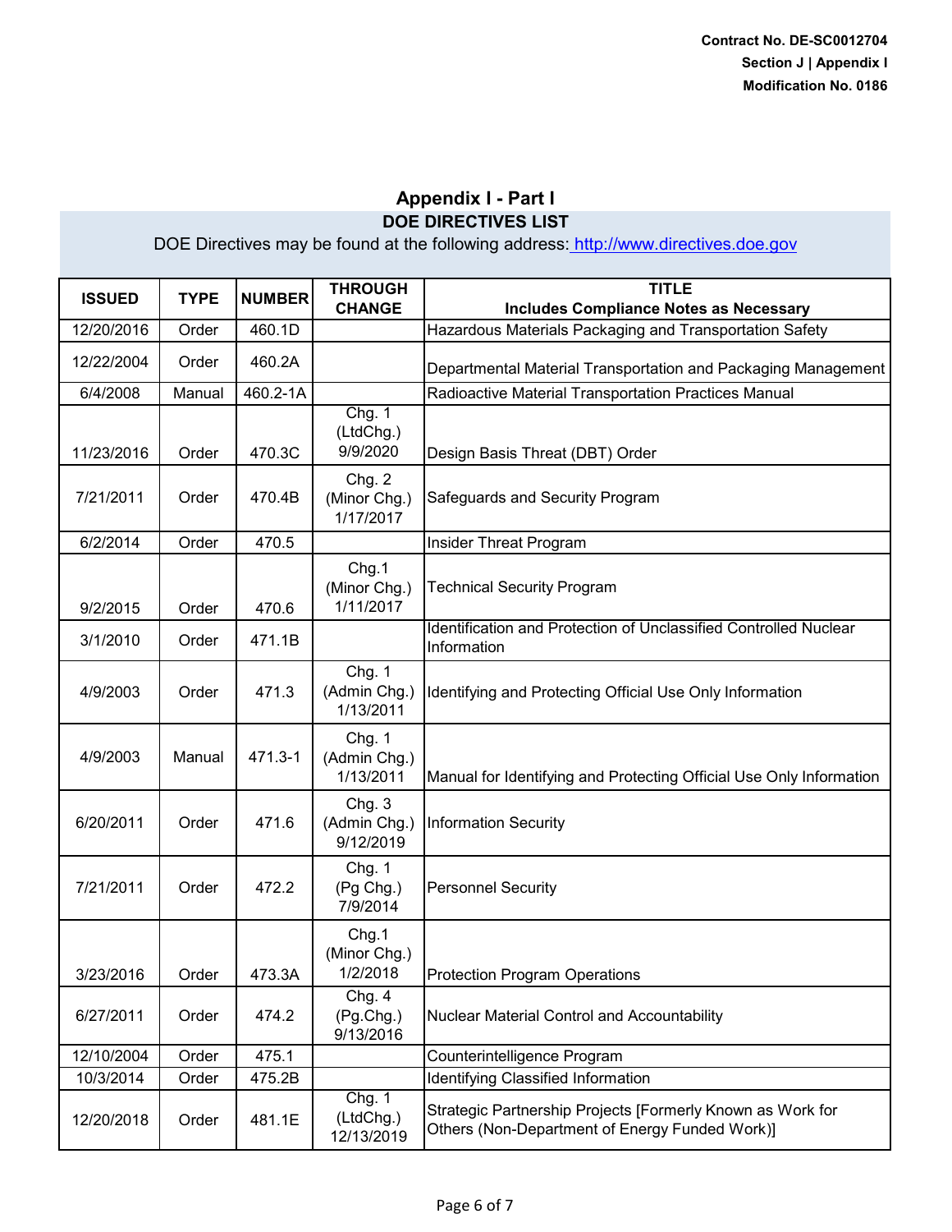Contract No. DE-SC0012704
Section J | Appendix I
Modification No. 0186

## Appendix I - Part I

### DOE DIRECTIVES LIST

DOE Directives may be found at the following address: http://www.directives.doe.gov

| ISSUED | TYPE | NUMBER | THROUGH CHANGE | TITLE Includes Compliance Notes as Necessary |
|---|---|---|---|---|
| 12/20/2016 | Order | 460.1D | | Hazardous Materials Packaging and Transportation Safety |
| 12/22/2004 | Order | 460.2A | | Departmental Material Transportation and Packaging Management |
| 6/4/2008 | Manual | 460.2-1A | | Radioactive Material Transportation Practices Manual |
| 11/23/2016 | Order | 470.3C | Chg. 1 (LtdChg.) 9/9/2020 | Design Basis Threat (DBT) Order |
| 7/21/2011 | Order | 470.4B | Chg. 2 (Minor Chg.) 1/17/2017 | Safeguards and Security Program |
| 6/2/2014 | Order | 470.5 | | Insider Threat Program |
| 9/2/2015 | Order | 470.6 | Chg.1 (Minor Chg.) 1/11/2017 | Technical Security Program |
| 3/1/2010 | Order | 471.1B | | Identification and Protection of Unclassified Controlled Nuclear Information |
| 4/9/2003 | Order | 471.3 | Chg. 1 (Admin Chg.) 1/13/2011 | Identifying and Protecting Official Use Only Information |
| 4/9/2003 | Manual | 471.3-1 | Chg. 1 (Admin Chg.) 1/13/2011 | Manual for Identifying and Protecting Official Use Only Information |
| 6/20/2011 | Order | 471.6 | Chg. 3 (Admin Chg.) 9/12/2019 | Information Security |
| 7/21/2011 | Order | 472.2 | Chg. 1 (Pg Chg.) 7/9/2014 | Personnel Security |
| 3/23/2016 | Order | 473.3A | Chg.1 (Minor Chg.) 1/2/2018 | Protection Program Operations |
| 6/27/2011 | Order | 474.2 | Chg. 4 (Pg.Chg.) 9/13/2016 | Nuclear Material Control and Accountability |
| 12/10/2004 | Order | 475.1 | | Counterintelligence Program |
| 10/3/2014 | Order | 475.2B | | Identifying Classified Information |
| 12/20/2018 | Order | 481.1E | Chg. 1 (LtdChg.) 12/13/2019 | Strategic Partnership Projects [Formerly Known as Work for Others (Non-Department of Energy Funded Work)] |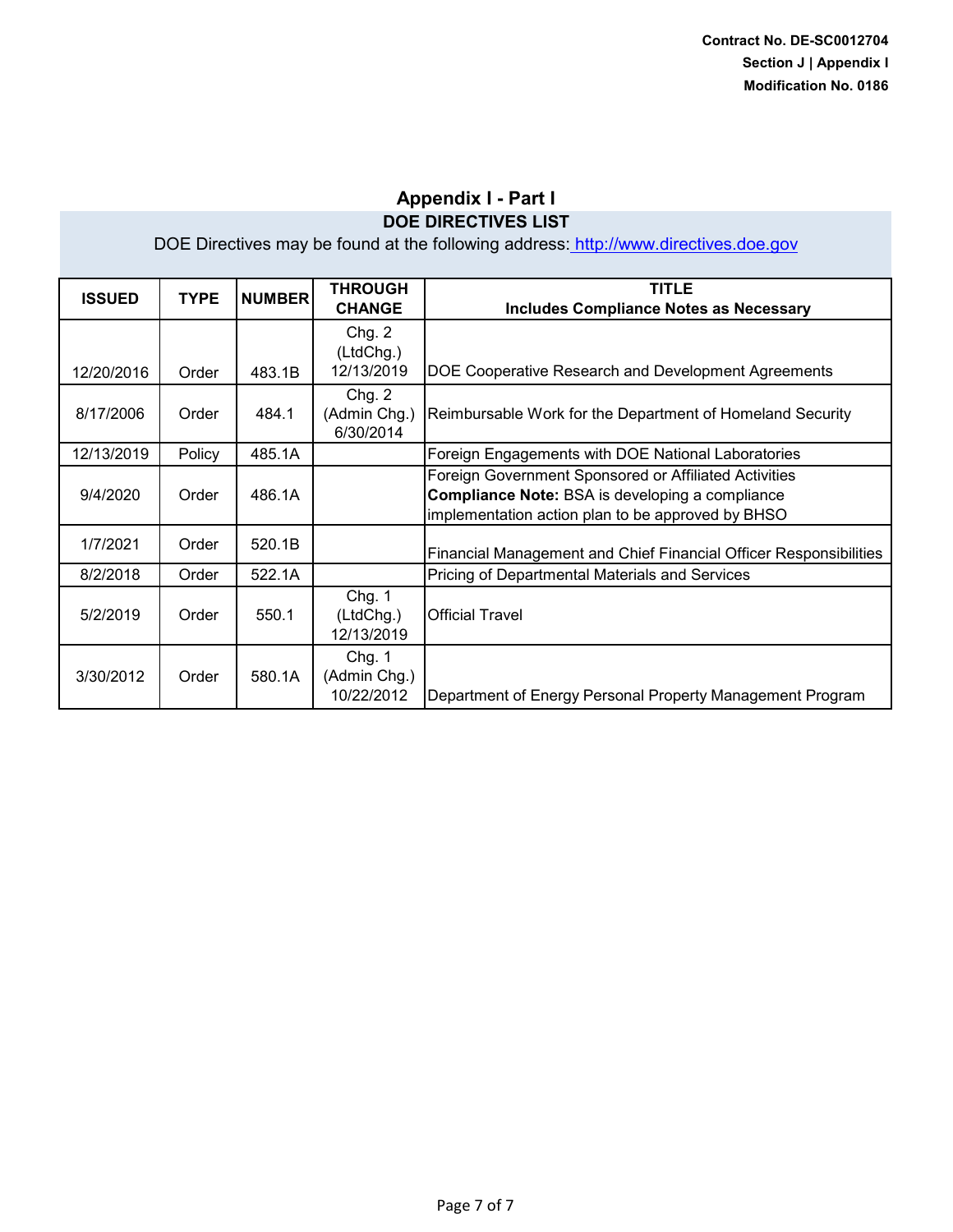## Appendix I - Part I

### DOE DIRECTIVES LIST

DOE Directives may be found at the following address: http://www.directives.doe.gov

| ISSUED | TYPE | NUMBER | THROUGH CHANGE | TITLE Includes Compliance Notes as Necessary |
|---|---|---|---|---|
| 12/20/2016 | Order | 483.1B | Chg. 2 (LtdChg.) 12/13/2019 | DOE Cooperative Research and Development Agreements |
| 8/17/2006 | Order | 484.1 | Chg. 2 (Admin Chg.) 6/30/2014 | Reimbursable Work for the Department of Homeland Security |
| 12/13/2019 | Policy | 485.1A | | Foreign Engagements with DOE National Laboratories |
| 9/4/2020 | Order | 486.1A | | Foreign Government Sponsored or Affiliated Activities **Compliance Note:** BSA is developing a compliance implementation action plan to be approved by BHSO |
| 1/7/2021 | Order | 520.1B | | Financial Management and Chief Financial Officer Responsibilities |
| 8/2/2018 | Order | 522.1A | | Pricing of Departmental Materials and Services |
| 5/2/2019 | Order | 550.1 | Chg. 1 (LtdChg.) 12/13/2019 | Official Travel |
| 3/30/2012 | Order | 580.1A | Chg. 1 (Admin Chg.) 10/22/2012 | Department of Energy Personal Property Management Program |